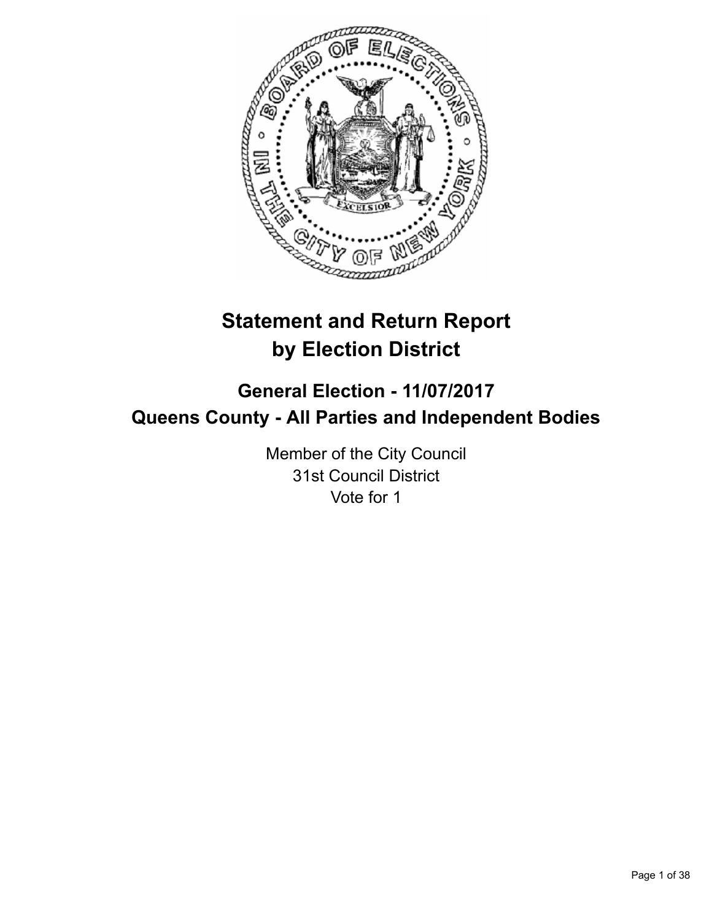# Statement and Return Report by Election District

## General Election - 11/07/2017
## Queens County - All Parties and Independent Bodies

Member of the City Council
31st Council District
Vote for 1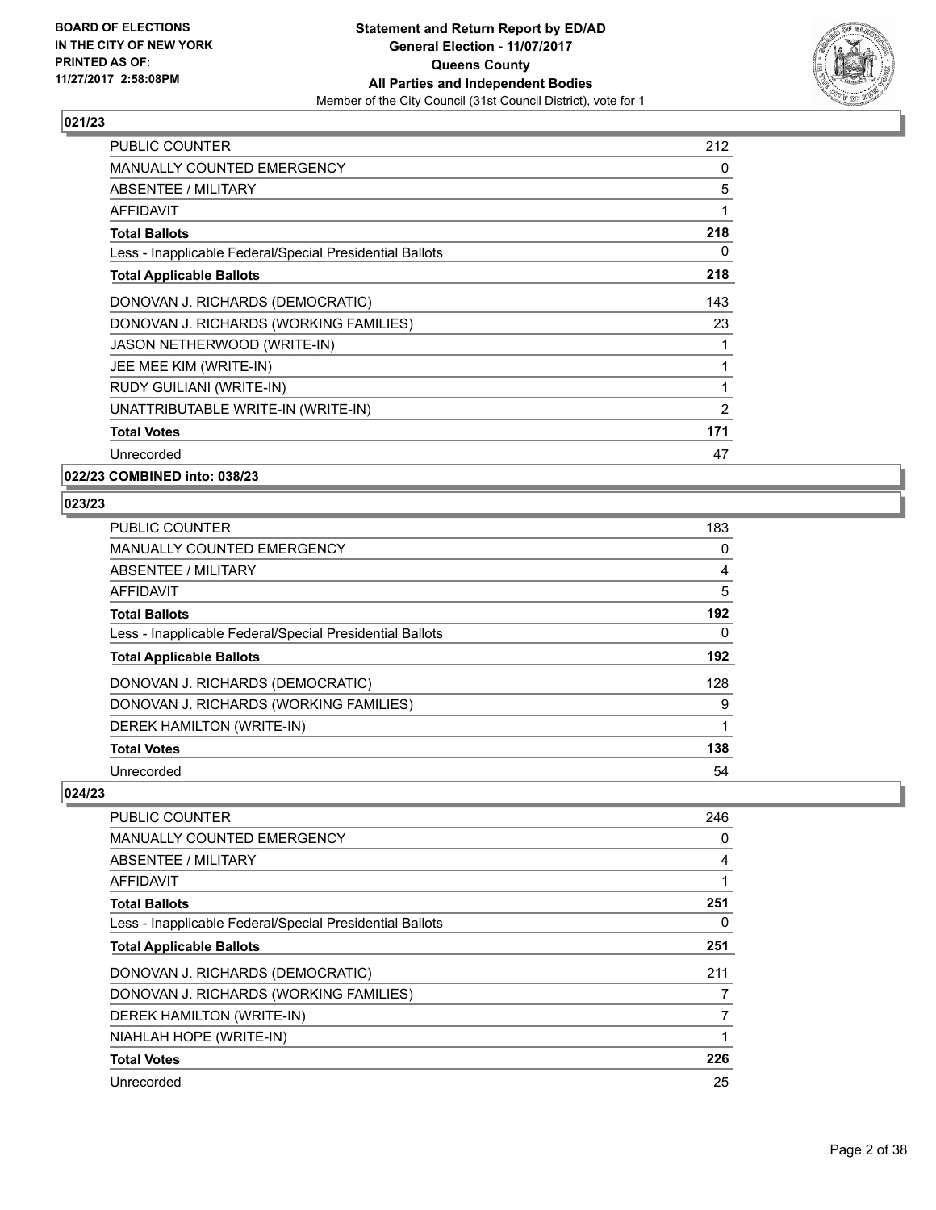## 021/23

| | |
|---|---|
| PUBLIC COUNTER | 212 |
| MANUALLY COUNTED EMERGENCY | 0 |
| ABSENTEE / MILITARY | 5 |
| AFFIDAVIT | 1 |
| **Total Ballots** | **218** |
| Less - Inapplicable Federal/Special Presidential Ballots | 0 |
| **Total Applicable Ballots** | **218** |
| DONOVAN J. RICHARDS (DEMOCRATIC) | 143 |
| DONOVAN J. RICHARDS (WORKING FAMILIES) | 23 |
| JASON NETHERWOOD (WRITE-IN) | 1 |
| JEE MEE KIM (WRITE-IN) | 1 |
| RUDY GUILIANI (WRITE-IN) | 1 |
| UNATTRIBUTABLE WRITE-IN (WRITE-IN) | 2 |
| **Total Votes** | **171** |
| Unrecorded | 47 |

## 022/23 COMBINED into: 038/23

## 023/23

| | |
|---|---|
| PUBLIC COUNTER | 183 |
| MANUALLY COUNTED EMERGENCY | 0 |
| ABSENTEE / MILITARY | 4 |
| AFFIDAVIT | 5 |
| **Total Ballots** | **192** |
| Less - Inapplicable Federal/Special Presidential Ballots | 0 |
| **Total Applicable Ballots** | **192** |
| DONOVAN J. RICHARDS (DEMOCRATIC) | 128 |
| DONOVAN J. RICHARDS (WORKING FAMILIES) | 9 |
| DEREK HAMILTON (WRITE-IN) | 1 |
| **Total Votes** | **138** |
| Unrecorded | 54 |

## 024/23

| | |
|---|---|
| PUBLIC COUNTER | 246 |
| MANUALLY COUNTED EMERGENCY | 0 |
| ABSENTEE / MILITARY | 4 |
| AFFIDAVIT | 1 |
| **Total Ballots** | **251** |
| Less - Inapplicable Federal/Special Presidential Ballots | 0 |
| **Total Applicable Ballots** | **251** |
| DONOVAN J. RICHARDS (DEMOCRATIC) | 211 |
| DONOVAN J. RICHARDS (WORKING FAMILIES) | 7 |
| DEREK HAMILTON (WRITE-IN) | 7 |
| NIAHLAH HOPE (WRITE-IN) | 1 |
| **Total Votes** | **226** |
| Unrecorded | 25 |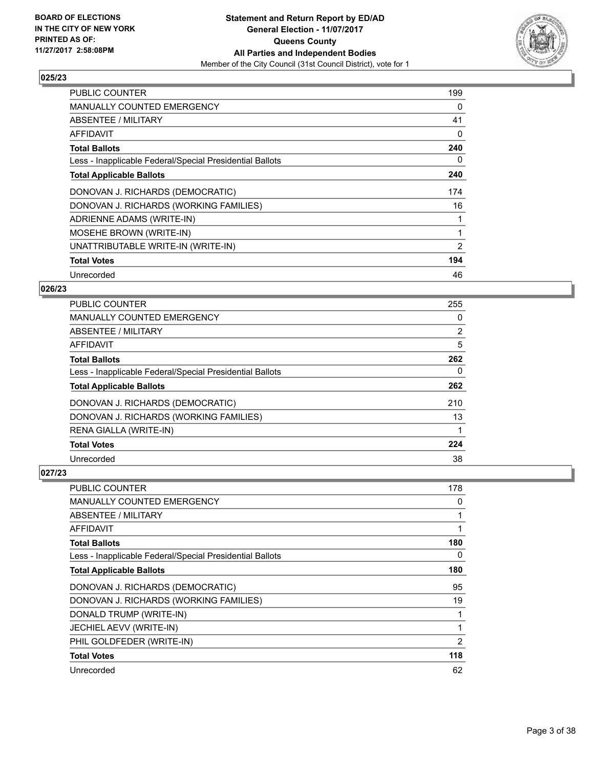**BOARD OF ELECTIONS IN THE CITY OF NEW YORK PRINTED AS OF: 11/27/2017 2:58:08PM**

**Statement and Return Report by ED/AD General Election - 11/07/2017 Queens County All Parties and Independent Bodies**
Member of the City Council (31st Council District), vote for 1

### 025/23

| | |
|---|---|
| PUBLIC COUNTER | 199 |
| MANUALLY COUNTED EMERGENCY | 0 |
| ABSENTEE / MILITARY | 41 |
| AFFIDAVIT | 0 |
| **Total Ballots** | **240** |
| Less - Inapplicable Federal/Special Presidential Ballots | 0 |
| **Total Applicable Ballots** | **240** |
| DONOVAN J. RICHARDS (DEMOCRATIC) | 174 |
| DONOVAN J. RICHARDS (WORKING FAMILIES) | 16 |
| ADRIENNE ADAMS (WRITE-IN) | 1 |
| MOSEHE BROWN (WRITE-IN) | 1 |
| UNATTRIBUTABLE WRITE-IN (WRITE-IN) | 2 |
| **Total Votes** | **194** |
| Unrecorded | 46 |

### 026/23

| | |
|---|---|
| PUBLIC COUNTER | 255 |
| MANUALLY COUNTED EMERGENCY | 0 |
| ABSENTEE / MILITARY | 2 |
| AFFIDAVIT | 5 |
| **Total Ballots** | **262** |
| Less - Inapplicable Federal/Special Presidential Ballots | 0 |
| **Total Applicable Ballots** | **262** |
| DONOVAN J. RICHARDS (DEMOCRATIC) | 210 |
| DONOVAN J. RICHARDS (WORKING FAMILIES) | 13 |
| RENA GIALLA (WRITE-IN) | 1 |
| **Total Votes** | **224** |
| Unrecorded | 38 |

### 027/23

| | |
|---|---|
| PUBLIC COUNTER | 178 |
| MANUALLY COUNTED EMERGENCY | 0 |
| ABSENTEE / MILITARY | 1 |
| AFFIDAVIT | 1 |
| **Total Ballots** | **180** |
| Less - Inapplicable Federal/Special Presidential Ballots | 0 |
| **Total Applicable Ballots** | **180** |
| DONOVAN J. RICHARDS (DEMOCRATIC) | 95 |
| DONOVAN J. RICHARDS (WORKING FAMILIES) | 19 |
| DONALD TRUMP (WRITE-IN) | 1 |
| JECHIEL AEVV (WRITE-IN) | 1 |
| PHIL GOLDFEDER (WRITE-IN) | 2 |
| **Total Votes** | **118** |
| Unrecorded | 62 |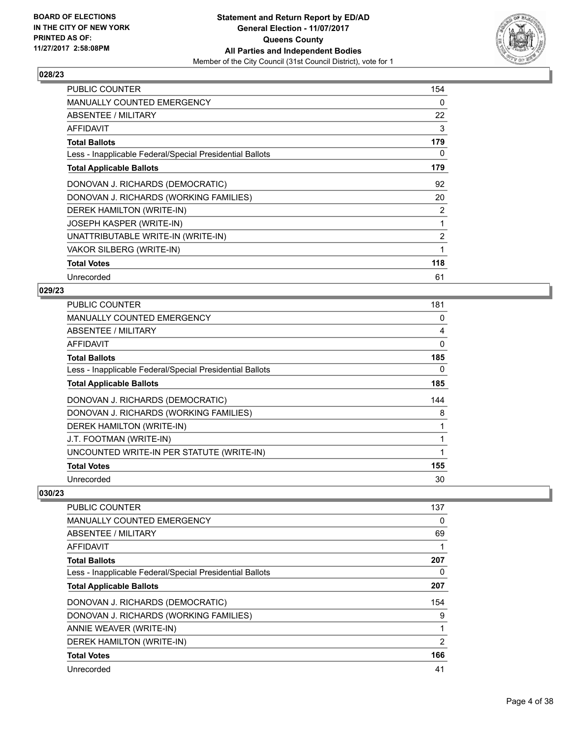**BOARD OF ELECTIONS IN THE CITY OF NEW YORK PRINTED AS OF: 11/27/2017 2:58:08PM**

**Statement and Return Report by ED/AD**
**General Election - 11/07/2017**
**Queens County**
**All Parties and Independent Bodies**
Member of the City Council (31st Council District), vote for 1

### 028/23

| | |
|---|---|
| PUBLIC COUNTER | 154 |
| MANUALLY COUNTED EMERGENCY | 0 |
| ABSENTEE / MILITARY | 22 |
| AFFIDAVIT | 3 |
| **Total Ballots** | **179** |
| Less - Inapplicable Federal/Special Presidential Ballots | 0 |
| **Total Applicable Ballots** | **179** |
| DONOVAN J. RICHARDS (DEMOCRATIC) | 92 |
| DONOVAN J. RICHARDS (WORKING FAMILIES) | 20 |
| DEREK HAMILTON (WRITE-IN) | 2 |
| JOSEPH KASPER (WRITE-IN) | 1 |
| UNATTRIBUTABLE WRITE-IN (WRITE-IN) | 2 |
| VAKOR SILBERG (WRITE-IN) | 1 |
| **Total Votes** | **118** |
| Unrecorded | 61 |

### 029/23

| | |
|---|---|
| PUBLIC COUNTER | 181 |
| MANUALLY COUNTED EMERGENCY | 0 |
| ABSENTEE / MILITARY | 4 |
| AFFIDAVIT | 0 |
| **Total Ballots** | **185** |
| Less - Inapplicable Federal/Special Presidential Ballots | 0 |
| **Total Applicable Ballots** | **185** |
| DONOVAN J. RICHARDS (DEMOCRATIC) | 144 |
| DONOVAN J. RICHARDS (WORKING FAMILIES) | 8 |
| DEREK HAMILTON (WRITE-IN) | 1 |
| J.T. FOOTMAN (WRITE-IN) | 1 |
| UNCOUNTED WRITE-IN PER STATUTE (WRITE-IN) | 1 |
| **Total Votes** | **155** |
| Unrecorded | 30 |

### 030/23

| | |
|---|---|
| PUBLIC COUNTER | 137 |
| MANUALLY COUNTED EMERGENCY | 0 |
| ABSENTEE / MILITARY | 69 |
| AFFIDAVIT | 1 |
| **Total Ballots** | **207** |
| Less - Inapplicable Federal/Special Presidential Ballots | 0 |
| **Total Applicable Ballots** | **207** |
| DONOVAN J. RICHARDS (DEMOCRATIC) | 154 |
| DONOVAN J. RICHARDS (WORKING FAMILIES) | 9 |
| ANNIE WEAVER (WRITE-IN) | 1 |
| DEREK HAMILTON (WRITE-IN) | 2 |
| **Total Votes** | **166** |
| Unrecorded | 41 |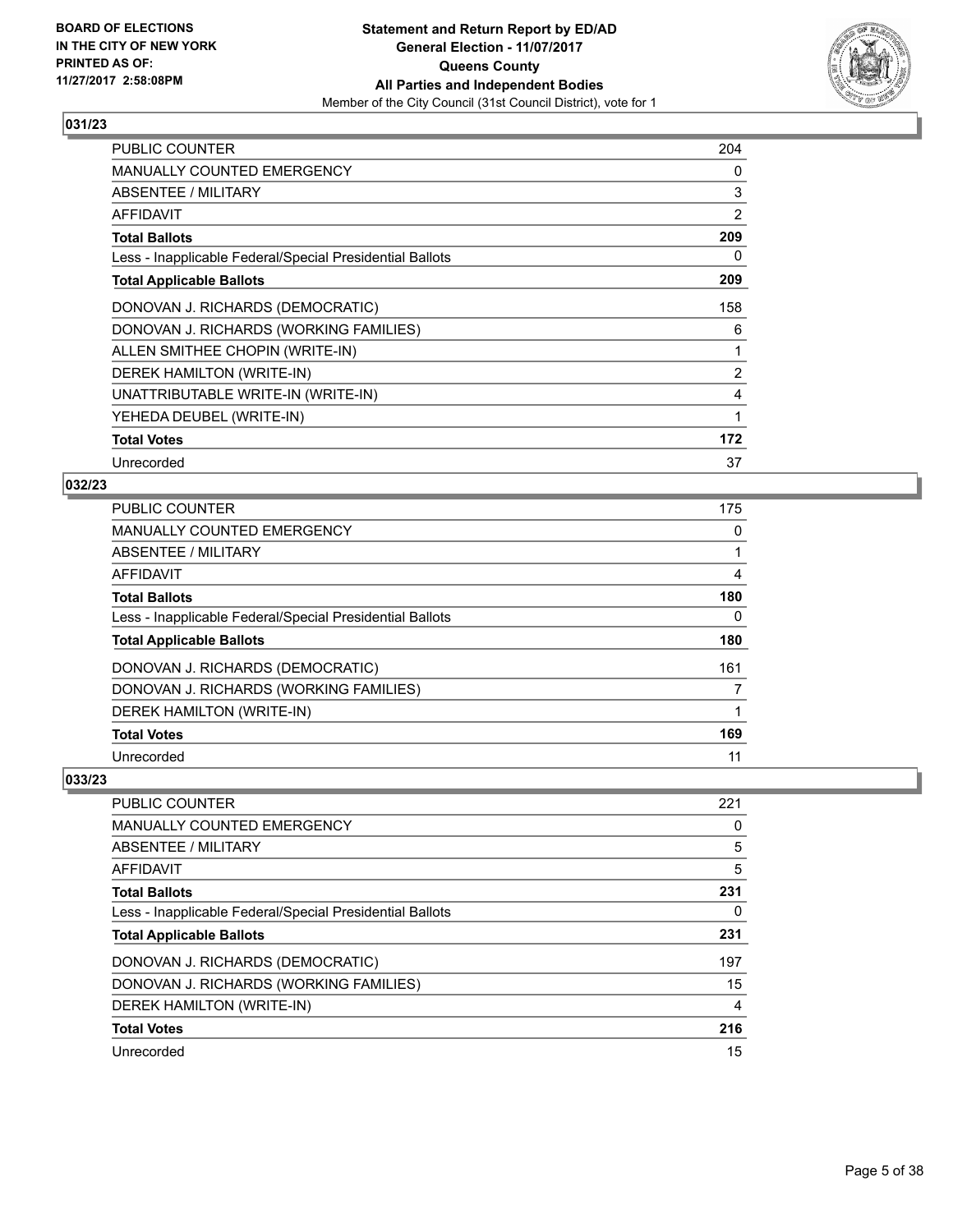**BOARD OF ELECTIONS IN THE CITY OF NEW YORK PRINTED AS OF: 11/27/2017 2:58:08PM**

# Statement and Return Report by ED/AD
## General Election - 11/07/2017
## Queens County
## All Parties and Independent Bodies
Member of the City Council (31st Council District), vote for 1

### 031/23

| | |
|---|---|
| PUBLIC COUNTER | 204 |
| MANUALLY COUNTED EMERGENCY | 0 |
| ABSENTEE / MILITARY | 3 |
| AFFIDAVIT | 2 |
| **Total Ballots** | **209** |
| Less - Inapplicable Federal/Special Presidential Ballots | 0 |
| **Total Applicable Ballots** | **209** |
| DONOVAN J. RICHARDS (DEMOCRATIC) | 158 |
| DONOVAN J. RICHARDS (WORKING FAMILIES) | 6 |
| ALLEN SMITHEE CHOPIN (WRITE-IN) | 1 |
| DEREK HAMILTON (WRITE-IN) | 2 |
| UNATTRIBUTABLE WRITE-IN (WRITE-IN) | 4 |
| YEHEDA DEUBEL (WRITE-IN) | 1 |
| **Total Votes** | **172** |
| Unrecorded | 37 |

### 032/23

| | |
|---|---|
| PUBLIC COUNTER | 175 |
| MANUALLY COUNTED EMERGENCY | 0 |
| ABSENTEE / MILITARY | 1 |
| AFFIDAVIT | 4 |
| **Total Ballots** | **180** |
| Less - Inapplicable Federal/Special Presidential Ballots | 0 |
| **Total Applicable Ballots** | **180** |
| DONOVAN J. RICHARDS (DEMOCRATIC) | 161 |
| DONOVAN J. RICHARDS (WORKING FAMILIES) | 7 |
| DEREK HAMILTON (WRITE-IN) | 1 |
| **Total Votes** | **169** |
| Unrecorded | 11 |

### 033/23

| | |
|---|---|
| PUBLIC COUNTER | 221 |
| MANUALLY COUNTED EMERGENCY | 0 |
| ABSENTEE / MILITARY | 5 |
| AFFIDAVIT | 5 |
| **Total Ballots** | **231** |
| Less - Inapplicable Federal/Special Presidential Ballots | 0 |
| **Total Applicable Ballots** | **231** |
| DONOVAN J. RICHARDS (DEMOCRATIC) | 197 |
| DONOVAN J. RICHARDS (WORKING FAMILIES) | 15 |
| DEREK HAMILTON (WRITE-IN) | 4 |
| **Total Votes** | **216** |
| Unrecorded | 15 |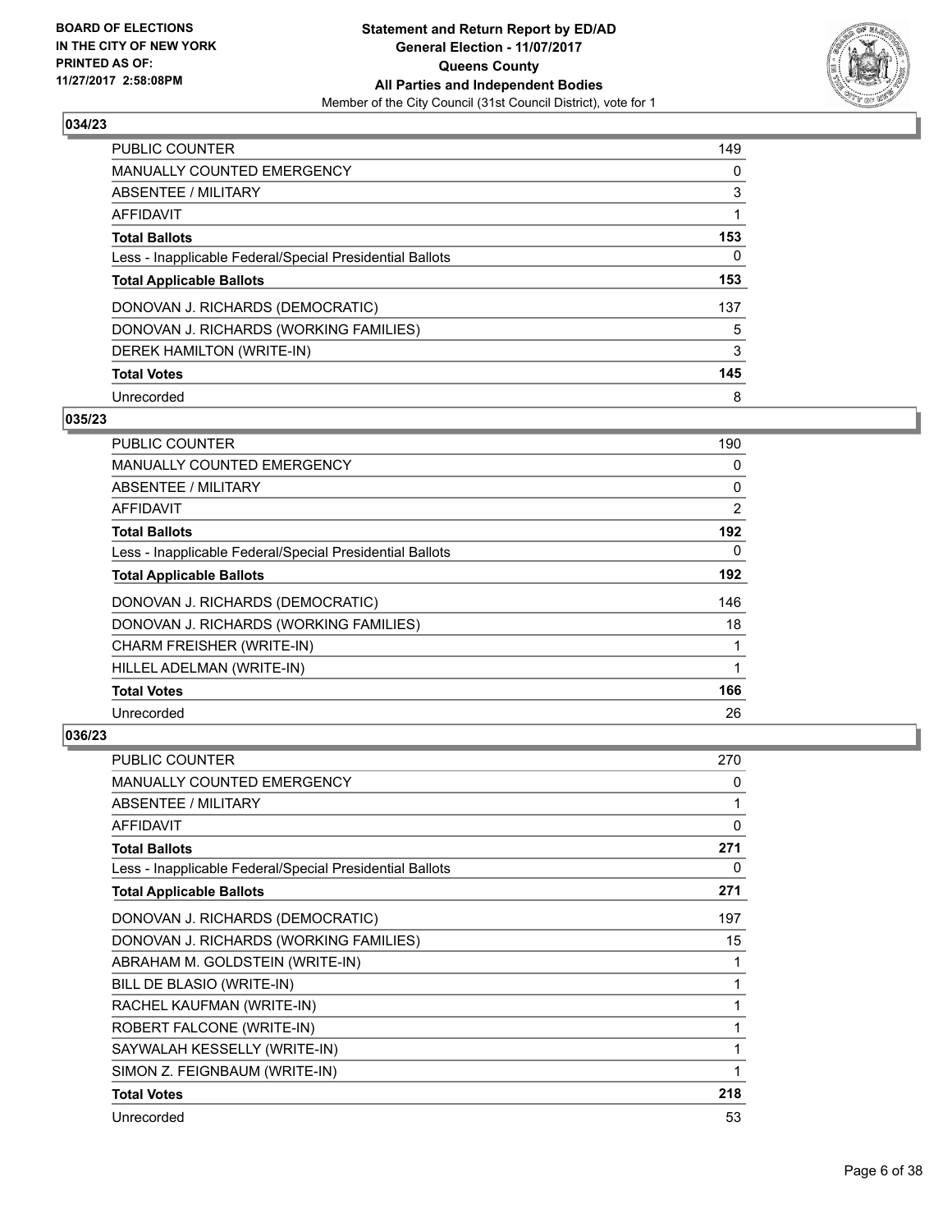**BOARD OF ELECTIONS IN THE CITY OF NEW YORK PRINTED AS OF: 11/27/2017 2:58:08PM**

**Statement and Return Report by ED/AD General Election - 11/07/2017 Queens County All Parties and Independent Bodies**
Member of the City Council (31st Council District), vote for 1

### 034/23

| | |
|---|---|
| PUBLIC COUNTER | 149 |
| MANUALLY COUNTED EMERGENCY | 0 |
| ABSENTEE / MILITARY | 3 |
| AFFIDAVIT | 1 |
| **Total Ballots** | **153** |
| Less - Inapplicable Federal/Special Presidential Ballots | 0 |
| **Total Applicable Ballots** | **153** |
| DONOVAN J. RICHARDS (DEMOCRATIC) | 137 |
| DONOVAN J. RICHARDS (WORKING FAMILIES) | 5 |
| DEREK HAMILTON (WRITE-IN) | 3 |
| **Total Votes** | **145** |
| Unrecorded | 8 |

### 035/23

| | |
|---|---|
| PUBLIC COUNTER | 190 |
| MANUALLY COUNTED EMERGENCY | 0 |
| ABSENTEE / MILITARY | 0 |
| AFFIDAVIT | 2 |
| **Total Ballots** | **192** |
| Less - Inapplicable Federal/Special Presidential Ballots | 0 |
| **Total Applicable Ballots** | **192** |
| DONOVAN J. RICHARDS (DEMOCRATIC) | 146 |
| DONOVAN J. RICHARDS (WORKING FAMILIES) | 18 |
| CHARM FREISHER (WRITE-IN) | 1 |
| HILLEL ADELMAN (WRITE-IN) | 1 |
| **Total Votes** | **166** |
| Unrecorded | 26 |

### 036/23

| | |
|---|---|
| PUBLIC COUNTER | 270 |
| MANUALLY COUNTED EMERGENCY | 0 |
| ABSENTEE / MILITARY | 1 |
| AFFIDAVIT | 0 |
| **Total Ballots** | **271** |
| Less - Inapplicable Federal/Special Presidential Ballots | 0 |
| **Total Applicable Ballots** | **271** |
| DONOVAN J. RICHARDS (DEMOCRATIC) | 197 |
| DONOVAN J. RICHARDS (WORKING FAMILIES) | 15 |
| ABRAHAM M. GOLDSTEIN (WRITE-IN) | 1 |
| BILL DE BLASIO (WRITE-IN) | 1 |
| RACHEL KAUFMAN (WRITE-IN) | 1 |
| ROBERT FALCONE (WRITE-IN) | 1 |
| SAYWALAH KESSELLY (WRITE-IN) | 1 |
| SIMON Z. FEIGNBAUM (WRITE-IN) | 1 |
| **Total Votes** | **218** |
| Unrecorded | 53 |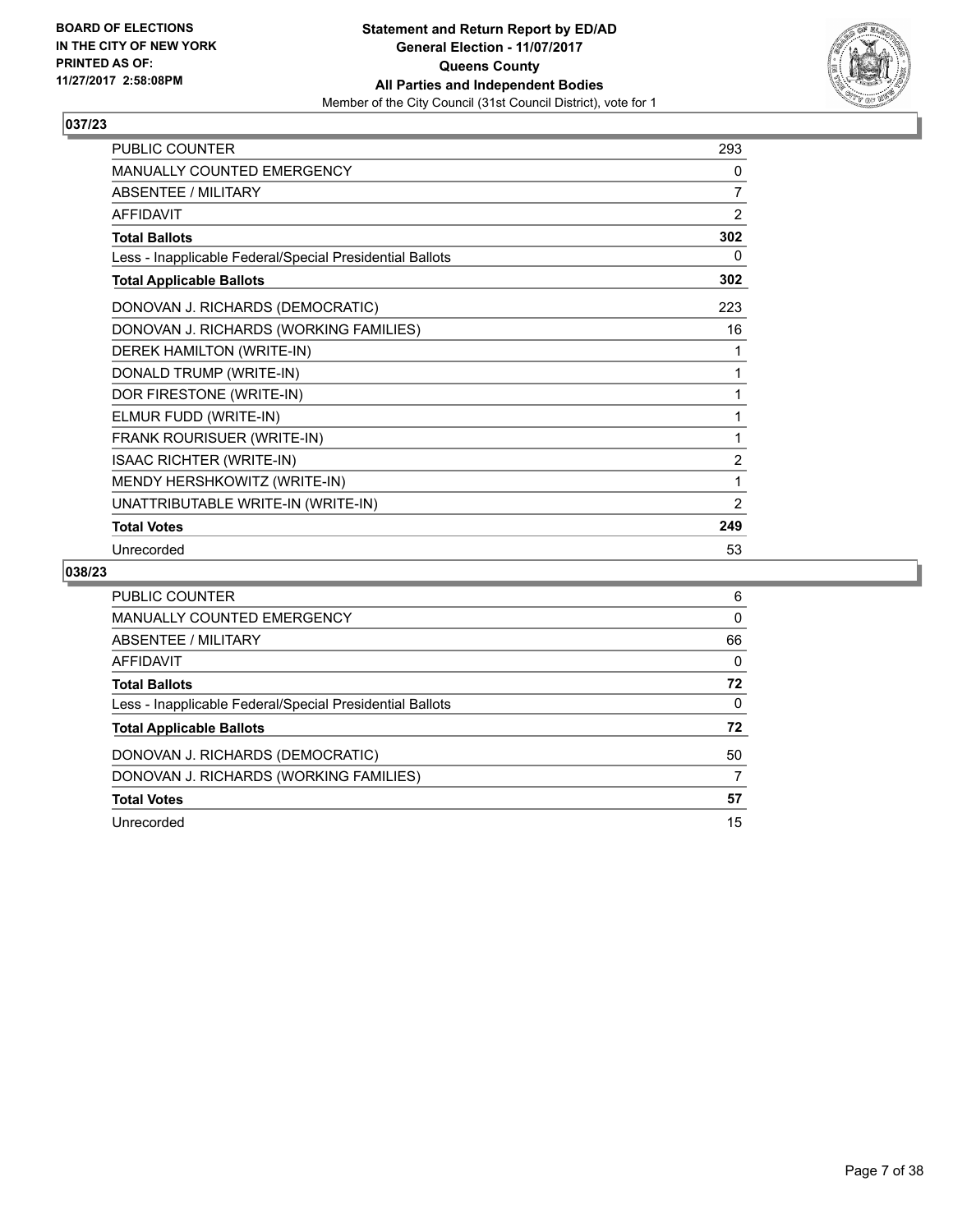**BOARD OF ELECTIONS IN THE CITY OF NEW YORK PRINTED AS OF: 11/27/2017 2:58:08PM**

**Statement and Return Report by ED/AD**
**General Election - 11/07/2017**
**Queens County**
**All Parties and Independent Bodies**
Member of the City Council (31st Council District), vote for 1

## 037/23

| | |
|---|---|
| PUBLIC COUNTER | 293 |
| MANUALLY COUNTED EMERGENCY | 0 |
| ABSENTEE / MILITARY | 7 |
| AFFIDAVIT | 2 |
| **Total Ballots** | **302** |
| Less - Inapplicable Federal/Special Presidential Ballots | 0 |
| **Total Applicable Ballots** | **302** |
| DONOVAN J. RICHARDS (DEMOCRATIC) | 223 |
| DONOVAN J. RICHARDS (WORKING FAMILIES) | 16 |
| DEREK HAMILTON (WRITE-IN) | 1 |
| DONALD TRUMP (WRITE-IN) | 1 |
| DOR FIRESTONE (WRITE-IN) | 1 |
| ELMUR FUDD (WRITE-IN) | 1 |
| FRANK ROURISUER (WRITE-IN) | 1 |
| ISAAC RICHTER (WRITE-IN) | 2 |
| MENDY HERSHKOWITZ (WRITE-IN) | 1 |
| UNATTRIBUTABLE WRITE-IN (WRITE-IN) | 2 |
| **Total Votes** | **249** |
| Unrecorded | 53 |

## 038/23

| | |
|---|---|
| PUBLIC COUNTER | 6 |
| MANUALLY COUNTED EMERGENCY | 0 |
| ABSENTEE / MILITARY | 66 |
| AFFIDAVIT | 0 |
| **Total Ballots** | **72** |
| Less - Inapplicable Federal/Special Presidential Ballots | 0 |
| **Total Applicable Ballots** | **72** |
| DONOVAN J. RICHARDS (DEMOCRATIC) | 50 |
| DONOVAN J. RICHARDS (WORKING FAMILIES) | 7 |
| **Total Votes** | **57** |
| Unrecorded | 15 |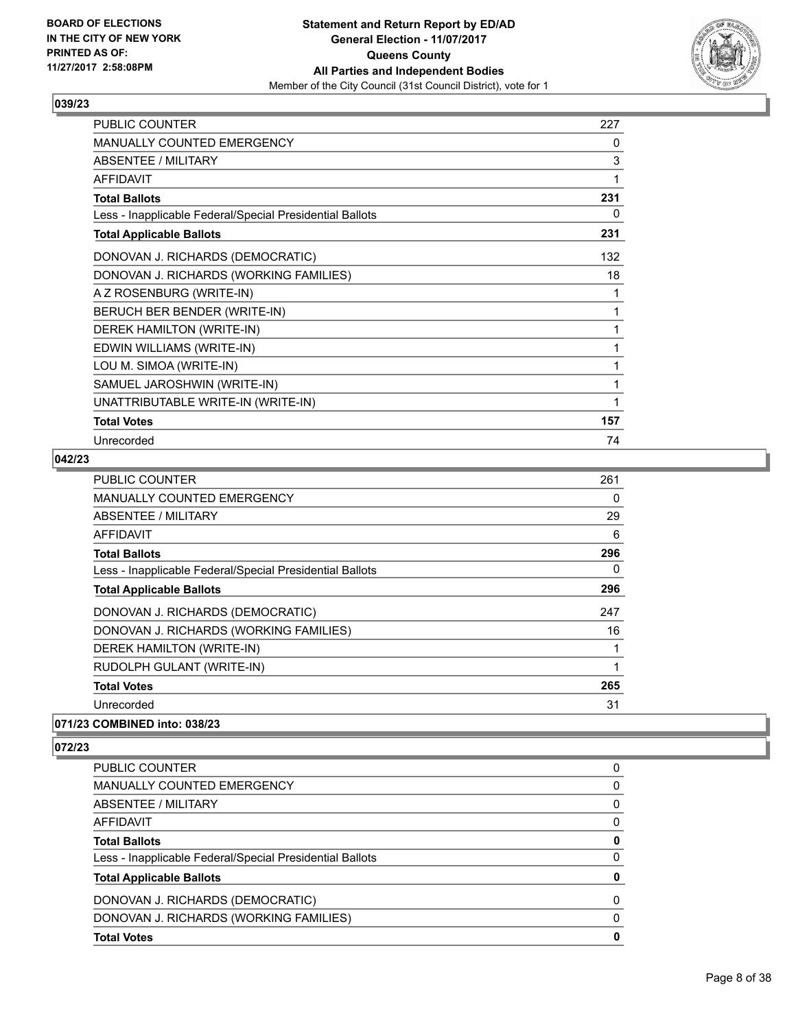## 039/23

| | |
|---|---|
| PUBLIC COUNTER | 227 |
| MANUALLY COUNTED EMERGENCY | 0 |
| ABSENTEE / MILITARY | 3 |
| AFFIDAVIT | 1 |
| **Total Ballots** | **231** |
| Less - Inapplicable Federal/Special Presidential Ballots | 0 |
| **Total Applicable Ballots** | **231** |
| DONOVAN J. RICHARDS (DEMOCRATIC) | 132 |
| DONOVAN J. RICHARDS (WORKING FAMILIES) | 18 |
| A Z ROSENBURG (WRITE-IN) | 1 |
| BERUCH BER BENDER (WRITE-IN) | 1 |
| DEREK HAMILTON (WRITE-IN) | 1 |
| EDWIN WILLIAMS (WRITE-IN) | 1 |
| LOU M. SIMOA (WRITE-IN) | 1 |
| SAMUEL JAROSHWIN (WRITE-IN) | 1 |
| UNATTRIBUTABLE WRITE-IN (WRITE-IN) | 1 |
| **Total Votes** | **157** |
| Unrecorded | 74 |

## 042/23

| | |
|---|---|
| PUBLIC COUNTER | 261 |
| MANUALLY COUNTED EMERGENCY | 0 |
| ABSENTEE / MILITARY | 29 |
| AFFIDAVIT | 6 |
| **Total Ballots** | **296** |
| Less - Inapplicable Federal/Special Presidential Ballots | 0 |
| **Total Applicable Ballots** | **296** |
| DONOVAN J. RICHARDS (DEMOCRATIC) | 247 |
| DONOVAN J. RICHARDS (WORKING FAMILIES) | 16 |
| DEREK HAMILTON (WRITE-IN) | 1 |
| RUDOLPH GULANT (WRITE-IN) | 1 |
| **Total Votes** | **265** |
| Unrecorded | 31 |

## 071/23 COMBINED into: 038/23

## 072/23

| | |
|---|---|
| PUBLIC COUNTER | 0 |
| MANUALLY COUNTED EMERGENCY | 0 |
| ABSENTEE / MILITARY | 0 |
| AFFIDAVIT | 0 |
| **Total Ballots** | **0** |
| Less - Inapplicable Federal/Special Presidential Ballots | 0 |
| **Total Applicable Ballots** | **0** |
| DONOVAN J. RICHARDS (DEMOCRATIC) | 0 |
| DONOVAN J. RICHARDS (WORKING FAMILIES) | 0 |
| **Total Votes** | **0** |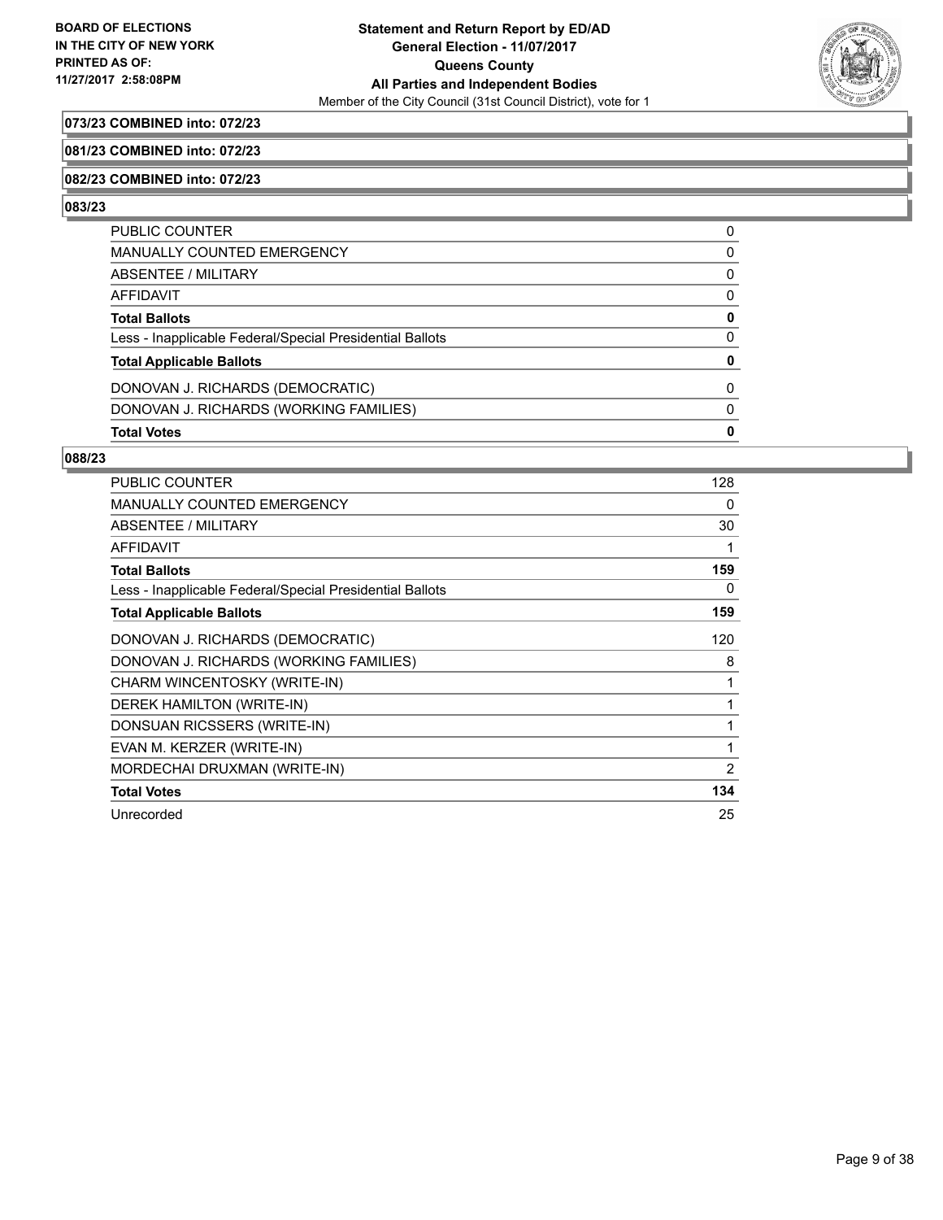**073/23 COMBINED into: 072/23**

**081/23 COMBINED into: 072/23**

**082/23 COMBINED into: 072/23**

**083/23**

| | |
|---|---|
| PUBLIC COUNTER | 0 |
| MANUALLY COUNTED EMERGENCY | 0 |
| ABSENTEE / MILITARY | 0 |
| AFFIDAVIT | 0 |
| **Total Ballots** | **0** |
| Less - Inapplicable Federal/Special Presidential Ballots | 0 |
| **Total Applicable Ballots** | **0** |
| DONOVAN J. RICHARDS (DEMOCRATIC) | 0 |
| DONOVAN J. RICHARDS (WORKING FAMILIES) | 0 |
| **Total Votes** | **0** |

**088/23**

| | |
|---|---|
| PUBLIC COUNTER | 128 |
| MANUALLY COUNTED EMERGENCY | 0 |
| ABSENTEE / MILITARY | 30 |
| AFFIDAVIT | 1 |
| **Total Ballots** | **159** |
| Less - Inapplicable Federal/Special Presidential Ballots | 0 |
| **Total Applicable Ballots** | **159** |
| DONOVAN J. RICHARDS (DEMOCRATIC) | 120 |
| DONOVAN J. RICHARDS (WORKING FAMILIES) | 8 |
| CHARM WINCENTOSKY (WRITE-IN) | 1 |
| DEREK HAMILTON (WRITE-IN) | 1 |
| DONSUAN RICSSERS (WRITE-IN) | 1 |
| EVAN M. KERZER (WRITE-IN) | 1 |
| MORDECHAI DRUXMAN (WRITE-IN) | 2 |
| **Total Votes** | **134** |
| Unrecorded | 25 |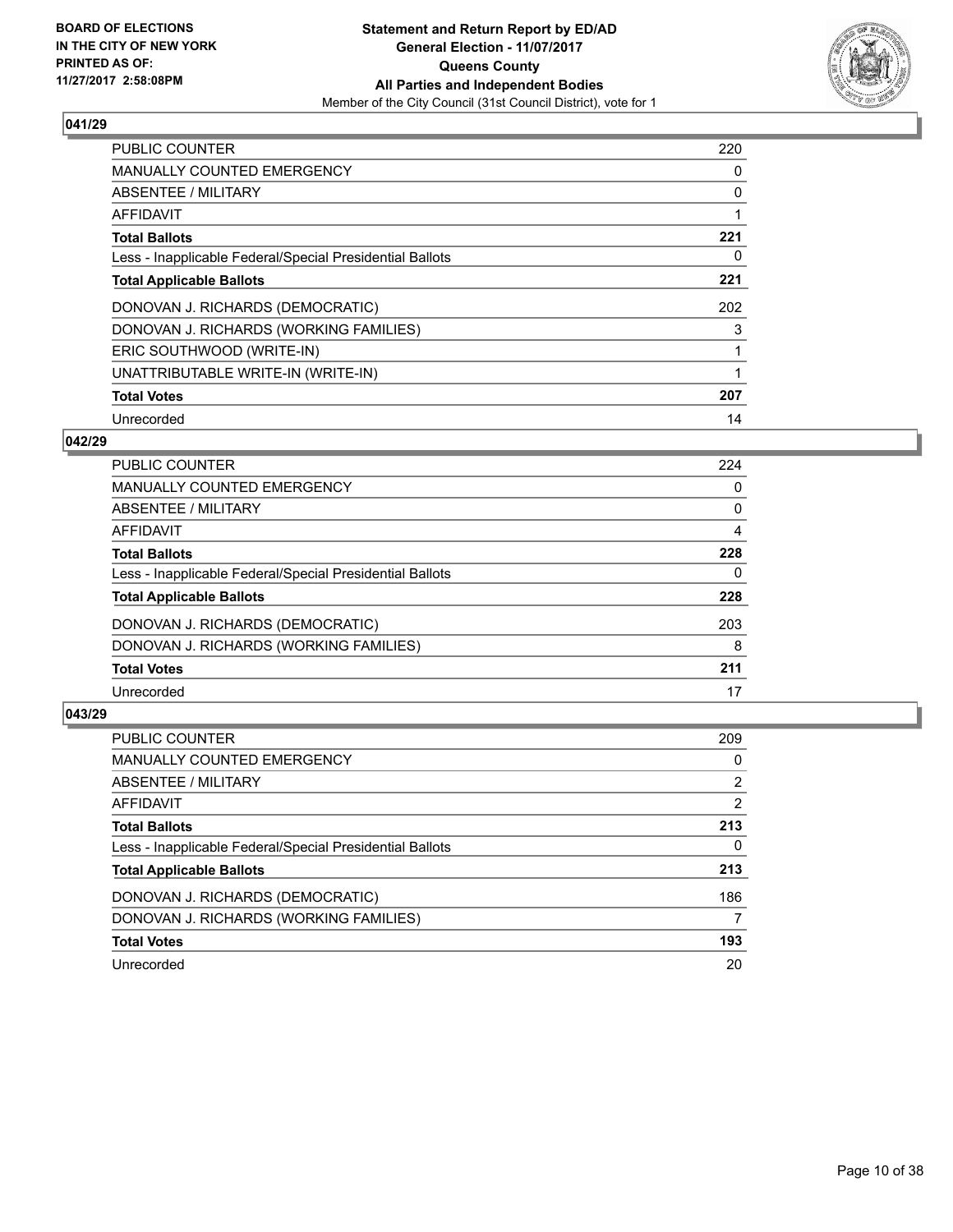**BOARD OF ELECTIONS IN THE CITY OF NEW YORK PRINTED AS OF: 11/27/2017 2:58:08PM**

**Statement and Return Report by ED/AD General Election - 11/07/2017 Queens County All Parties and Independent Bodies**
Member of the City Council (31st Council District), vote for 1

## 041/29

| | |
|---|---|
| PUBLIC COUNTER | 220 |
| MANUALLY COUNTED EMERGENCY | 0 |
| ABSENTEE / MILITARY | 0 |
| AFFIDAVIT | 1 |
| **Total Ballots** | **221** |
| Less - Inapplicable Federal/Special Presidential Ballots | 0 |
| **Total Applicable Ballots** | **221** |
| DONOVAN J. RICHARDS (DEMOCRATIC) | 202 |
| DONOVAN J. RICHARDS (WORKING FAMILIES) | 3 |
| ERIC SOUTHWOOD (WRITE-IN) | 1 |
| UNATTRIBUTABLE WRITE-IN (WRITE-IN) | 1 |
| **Total Votes** | **207** |
| Unrecorded | 14 |

## 042/29

| | |
|---|---|
| PUBLIC COUNTER | 224 |
| MANUALLY COUNTED EMERGENCY | 0 |
| ABSENTEE / MILITARY | 0 |
| AFFIDAVIT | 4 |
| **Total Ballots** | **228** |
| Less - Inapplicable Federal/Special Presidential Ballots | 0 |
| **Total Applicable Ballots** | **228** |
| DONOVAN J. RICHARDS (DEMOCRATIC) | 203 |
| DONOVAN J. RICHARDS (WORKING FAMILIES) | 8 |
| **Total Votes** | **211** |
| Unrecorded | 17 |

## 043/29

| | |
|---|---|
| PUBLIC COUNTER | 209 |
| MANUALLY COUNTED EMERGENCY | 0 |
| ABSENTEE / MILITARY | 2 |
| AFFIDAVIT | 2 |
| **Total Ballots** | **213** |
| Less - Inapplicable Federal/Special Presidential Ballots | 0 |
| **Total Applicable Ballots** | **213** |
| DONOVAN J. RICHARDS (DEMOCRATIC) | 186 |
| DONOVAN J. RICHARDS (WORKING FAMILIES) | 7 |
| **Total Votes** | **193** |
| Unrecorded | 20 |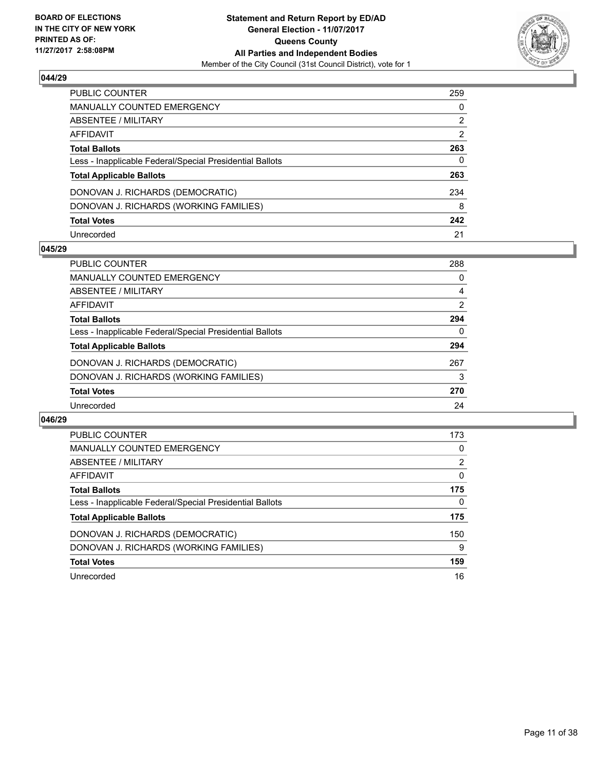**BOARD OF ELECTIONS IN THE CITY OF NEW YORK PRINTED AS OF: 11/27/2017 2:58:08PM**

**Statement and Return Report by ED/AD General Election - 11/07/2017 Queens County All Parties and Independent Bodies**

Member of the City Council (31st Council District), vote for 1

## 044/29

| | |
|---|---|
| PUBLIC COUNTER | 259 |
| MANUALLY COUNTED EMERGENCY | 0 |
| ABSENTEE / MILITARY | 2 |
| AFFIDAVIT | 2 |
| **Total Ballots** | **263** |
| Less - Inapplicable Federal/Special Presidential Ballots | 0 |
| **Total Applicable Ballots** | **263** |
| DONOVAN J. RICHARDS (DEMOCRATIC) | 234 |
| DONOVAN J. RICHARDS (WORKING FAMILIES) | 8 |
| **Total Votes** | **242** |
| Unrecorded | 21 |

## 045/29

| | |
|---|---|
| PUBLIC COUNTER | 288 |
| MANUALLY COUNTED EMERGENCY | 0 |
| ABSENTEE / MILITARY | 4 |
| AFFIDAVIT | 2 |
| **Total Ballots** | **294** |
| Less - Inapplicable Federal/Special Presidential Ballots | 0 |
| **Total Applicable Ballots** | **294** |
| DONOVAN J. RICHARDS (DEMOCRATIC) | 267 |
| DONOVAN J. RICHARDS (WORKING FAMILIES) | 3 |
| **Total Votes** | **270** |
| Unrecorded | 24 |

## 046/29

| | |
|---|---|
| PUBLIC COUNTER | 173 |
| MANUALLY COUNTED EMERGENCY | 0 |
| ABSENTEE / MILITARY | 2 |
| AFFIDAVIT | 0 |
| **Total Ballots** | **175** |
| Less - Inapplicable Federal/Special Presidential Ballots | 0 |
| **Total Applicable Ballots** | **175** |
| DONOVAN J. RICHARDS (DEMOCRATIC) | 150 |
| DONOVAN J. RICHARDS (WORKING FAMILIES) | 9 |
| **Total Votes** | **159** |
| Unrecorded | 16 |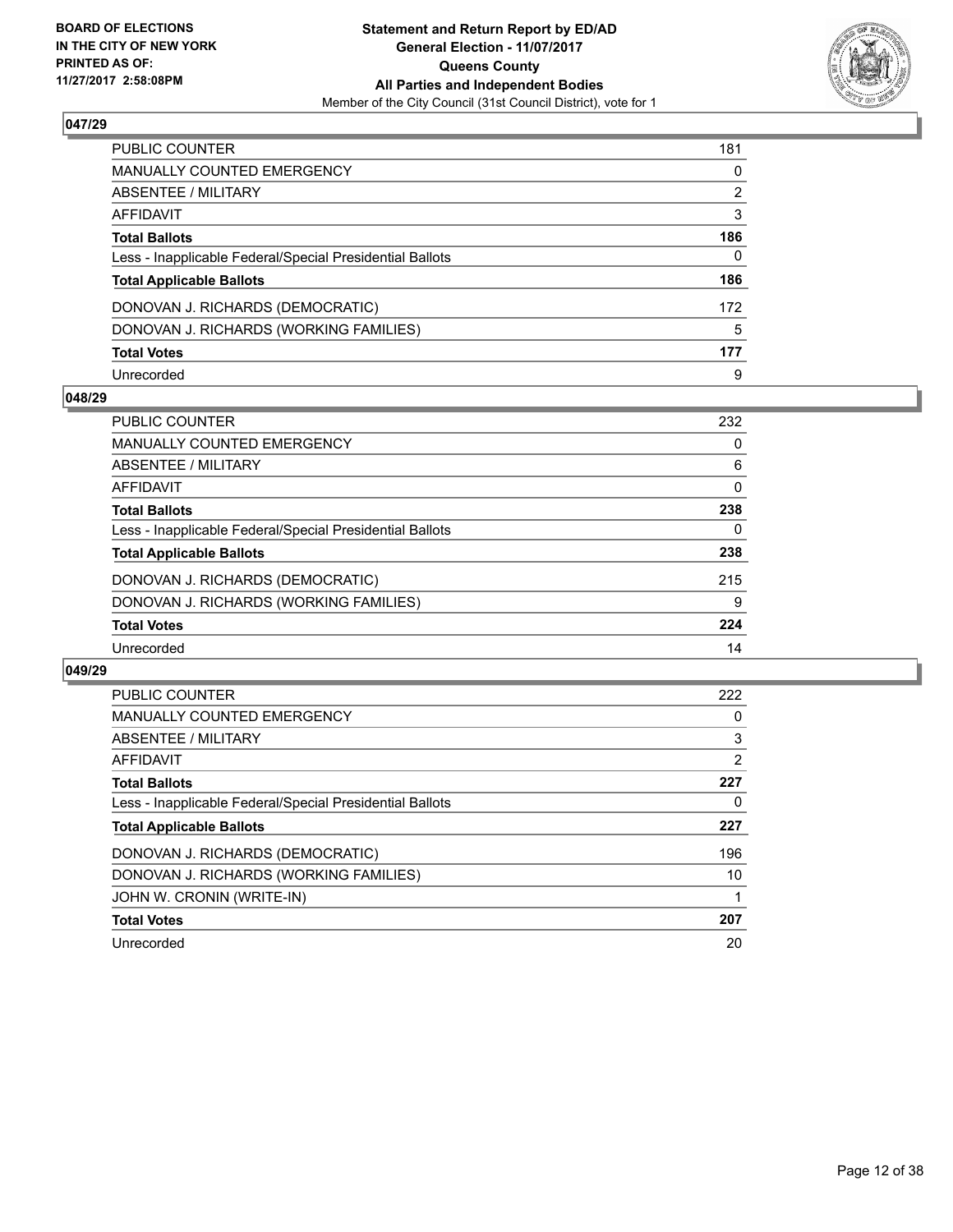BOARD OF ELECTIONS
IN THE CITY OF NEW YORK
PRINTED AS OF:
11/27/2017 2:58:08PM

**Statement and Return Report by ED/AD**
**General Election - 11/07/2017**
**Queens County**
**All Parties and Independent Bodies**
Member of the City Council (31st Council District), vote for 1

## 047/29

| | |
|---|---|
| PUBLIC COUNTER | 181 |
| MANUALLY COUNTED EMERGENCY | 0 |
| ABSENTEE / MILITARY | 2 |
| AFFIDAVIT | 3 |
| **Total Ballots** | **186** |
| Less - Inapplicable Federal/Special Presidential Ballots | 0 |
| **Total Applicable Ballots** | **186** |
| DONOVAN J. RICHARDS (DEMOCRATIC) | 172 |
| DONOVAN J. RICHARDS (WORKING FAMILIES) | 5 |
| **Total Votes** | **177** |
| Unrecorded | 9 |

## 048/29

| | |
|---|---|
| PUBLIC COUNTER | 232 |
| MANUALLY COUNTED EMERGENCY | 0 |
| ABSENTEE / MILITARY | 6 |
| AFFIDAVIT | 0 |
| **Total Ballots** | **238** |
| Less - Inapplicable Federal/Special Presidential Ballots | 0 |
| **Total Applicable Ballots** | **238** |
| DONOVAN J. RICHARDS (DEMOCRATIC) | 215 |
| DONOVAN J. RICHARDS (WORKING FAMILIES) | 9 |
| **Total Votes** | **224** |
| Unrecorded | 14 |

## 049/29

| | |
|---|---|
| PUBLIC COUNTER | 222 |
| MANUALLY COUNTED EMERGENCY | 0 |
| ABSENTEE / MILITARY | 3 |
| AFFIDAVIT | 2 |
| **Total Ballots** | **227** |
| Less - Inapplicable Federal/Special Presidential Ballots | 0 |
| **Total Applicable Ballots** | **227** |
| DONOVAN J. RICHARDS (DEMOCRATIC) | 196 |
| DONOVAN J. RICHARDS (WORKING FAMILIES) | 10 |
| JOHN W. CRONIN (WRITE-IN) | 1 |
| **Total Votes** | **207** |
| Unrecorded | 20 |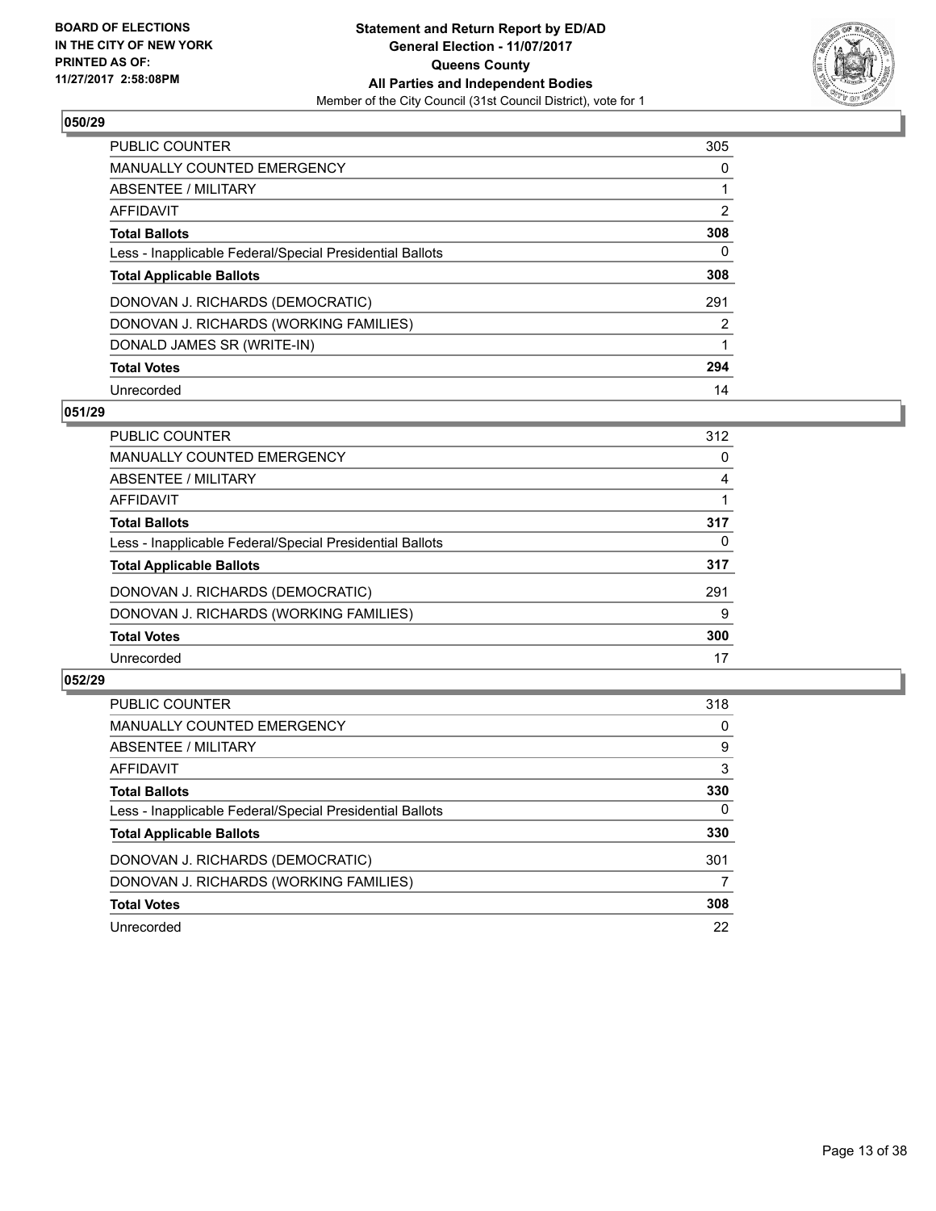**BOARD OF ELECTIONS IN THE CITY OF NEW YORK PRINTED AS OF: 11/27/2017 2:58:08PM**

**Statement and Return Report by ED/AD**
**General Election - 11/07/2017**
**Queens County**
**All Parties and Independent Bodies**
Member of the City Council (31st Council District), vote for 1

## 050/29

| | |
|---|---|
| PUBLIC COUNTER | 305 |
| MANUALLY COUNTED EMERGENCY | 0 |
| ABSENTEE / MILITARY | 1 |
| AFFIDAVIT | 2 |
| **Total Ballots** | **308** |
| Less - Inapplicable Federal/Special Presidential Ballots | 0 |
| **Total Applicable Ballots** | **308** |
| DONOVAN J. RICHARDS (DEMOCRATIC) | 291 |
| DONOVAN J. RICHARDS (WORKING FAMILIES) | 2 |
| DONALD JAMES SR (WRITE-IN) | 1 |
| **Total Votes** | **294** |
| Unrecorded | 14 |

## 051/29

| | |
|---|---|
| PUBLIC COUNTER | 312 |
| MANUALLY COUNTED EMERGENCY | 0 |
| ABSENTEE / MILITARY | 4 |
| AFFIDAVIT | 1 |
| **Total Ballots** | **317** |
| Less - Inapplicable Federal/Special Presidential Ballots | 0 |
| **Total Applicable Ballots** | **317** |
| DONOVAN J. RICHARDS (DEMOCRATIC) | 291 |
| DONOVAN J. RICHARDS (WORKING FAMILIES) | 9 |
| **Total Votes** | **300** |
| Unrecorded | 17 |

## 052/29

| | |
|---|---|
| PUBLIC COUNTER | 318 |
| MANUALLY COUNTED EMERGENCY | 0 |
| ABSENTEE / MILITARY | 9 |
| AFFIDAVIT | 3 |
| **Total Ballots** | **330** |
| Less - Inapplicable Federal/Special Presidential Ballots | 0 |
| **Total Applicable Ballots** | **330** |
| DONOVAN J. RICHARDS (DEMOCRATIC) | 301 |
| DONOVAN J. RICHARDS (WORKING FAMILIES) | 7 |
| **Total Votes** | **308** |
| Unrecorded | 22 |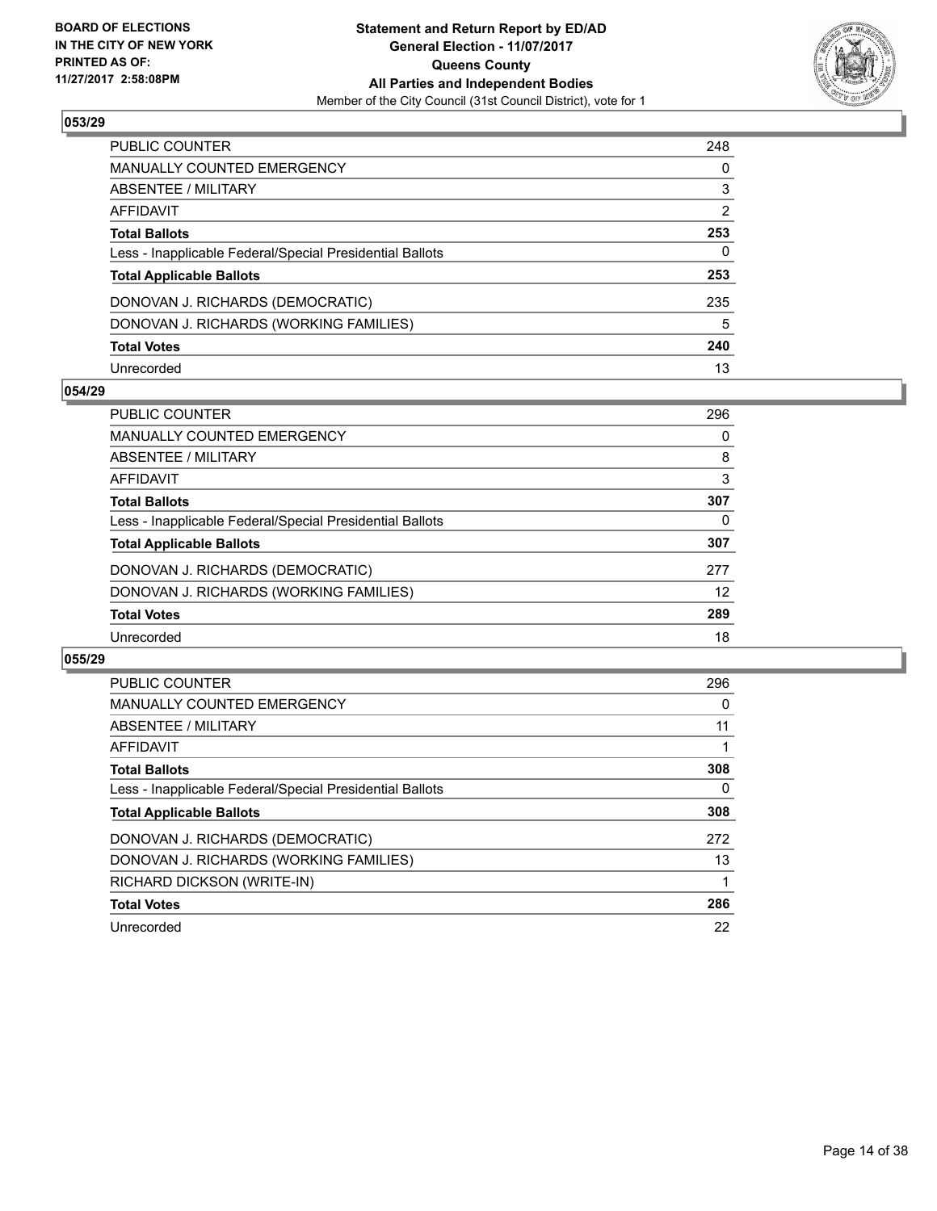**BOARD OF ELECTIONS IN THE CITY OF NEW YORK PRINTED AS OF: 11/27/2017 2:58:08PM**

**Statement and Return Report by ED/AD General Election - 11/07/2017 Queens County All Parties and Independent Bodies**

Member of the City Council (31st Council District), vote for 1

## 053/29

| | |
|---|---|
| PUBLIC COUNTER | 248 |
| MANUALLY COUNTED EMERGENCY | 0 |
| ABSENTEE / MILITARY | 3 |
| AFFIDAVIT | 2 |
| **Total Ballots** | **253** |
| Less - Inapplicable Federal/Special Presidential Ballots | 0 |
| **Total Applicable Ballots** | **253** |
| DONOVAN J. RICHARDS (DEMOCRATIC) | 235 |
| DONOVAN J. RICHARDS (WORKING FAMILIES) | 5 |
| **Total Votes** | **240** |
| Unrecorded | 13 |

## 054/29

| | |
|---|---|
| PUBLIC COUNTER | 296 |
| MANUALLY COUNTED EMERGENCY | 0 |
| ABSENTEE / MILITARY | 8 |
| AFFIDAVIT | 3 |
| **Total Ballots** | **307** |
| Less - Inapplicable Federal/Special Presidential Ballots | 0 |
| **Total Applicable Ballots** | **307** |
| DONOVAN J. RICHARDS (DEMOCRATIC) | 277 |
| DONOVAN J. RICHARDS (WORKING FAMILIES) | 12 |
| **Total Votes** | **289** |
| Unrecorded | 18 |

## 055/29

| | |
|---|---|
| PUBLIC COUNTER | 296 |
| MANUALLY COUNTED EMERGENCY | 0 |
| ABSENTEE / MILITARY | 11 |
| AFFIDAVIT | 1 |
| **Total Ballots** | **308** |
| Less - Inapplicable Federal/Special Presidential Ballots | 0 |
| **Total Applicable Ballots** | **308** |
| DONOVAN J. RICHARDS (DEMOCRATIC) | 272 |
| DONOVAN J. RICHARDS (WORKING FAMILIES) | 13 |
| RICHARD DICKSON (WRITE-IN) | 1 |
| **Total Votes** | **286** |
| Unrecorded | 22 |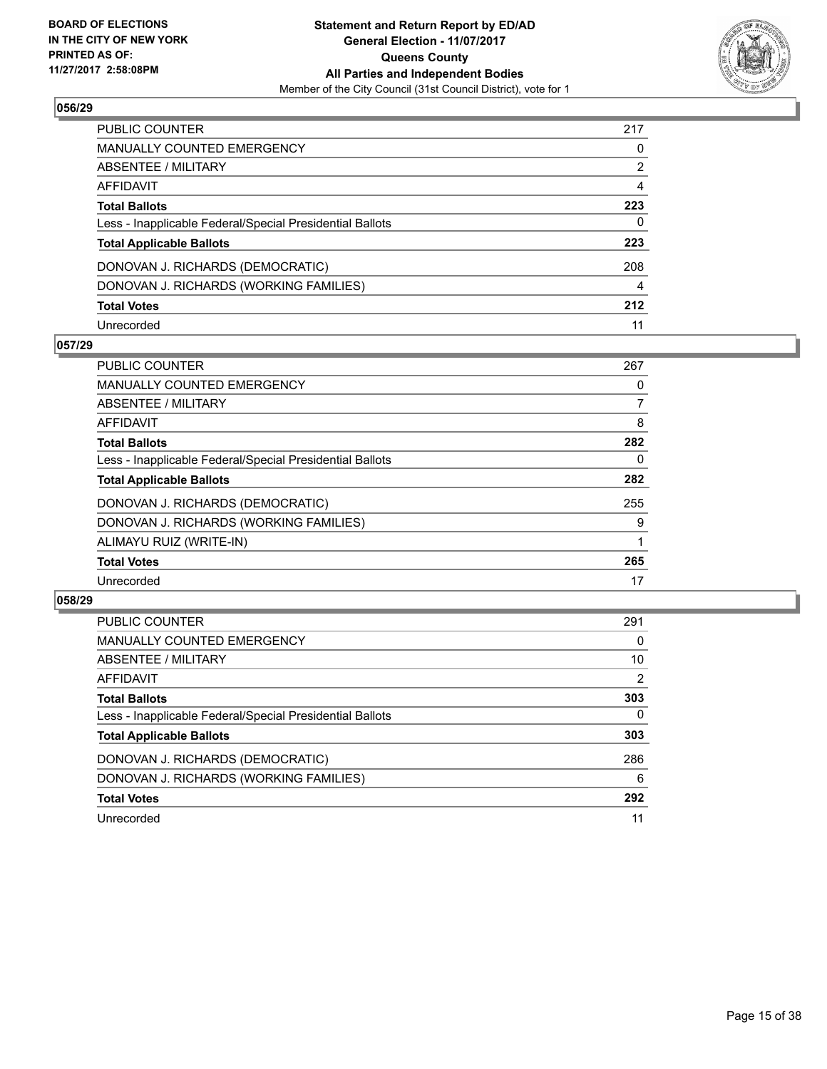## 056/29

| | |
|---|---|
| PUBLIC COUNTER | 217 |
| MANUALLY COUNTED EMERGENCY | 0 |
| ABSENTEE / MILITARY | 2 |
| AFFIDAVIT | 4 |
| **Total Ballots** | **223** |
| Less - Inapplicable Federal/Special Presidential Ballots | 0 |
| **Total Applicable Ballots** | **223** |
| DONOVAN J. RICHARDS (DEMOCRATIC) | 208 |
| DONOVAN J. RICHARDS (WORKING FAMILIES) | 4 |
| **Total Votes** | **212** |
| Unrecorded | 11 |

## 057/29

| | |
|---|---|
| PUBLIC COUNTER | 267 |
| MANUALLY COUNTED EMERGENCY | 0 |
| ABSENTEE / MILITARY | 7 |
| AFFIDAVIT | 8 |
| **Total Ballots** | **282** |
| Less - Inapplicable Federal/Special Presidential Ballots | 0 |
| **Total Applicable Ballots** | **282** |
| DONOVAN J. RICHARDS (DEMOCRATIC) | 255 |
| DONOVAN J. RICHARDS (WORKING FAMILIES) | 9 |
| ALIMAYU RUIZ (WRITE-IN) | 1 |
| **Total Votes** | **265** |
| Unrecorded | 17 |

## 058/29

| | |
|---|---|
| PUBLIC COUNTER | 291 |
| MANUALLY COUNTED EMERGENCY | 0 |
| ABSENTEE / MILITARY | 10 |
| AFFIDAVIT | 2 |
| **Total Ballots** | **303** |
| Less - Inapplicable Federal/Special Presidential Ballots | 0 |
| **Total Applicable Ballots** | **303** |
| DONOVAN J. RICHARDS (DEMOCRATIC) | 286 |
| DONOVAN J. RICHARDS (WORKING FAMILIES) | 6 |
| **Total Votes** | **292** |
| Unrecorded | 11 |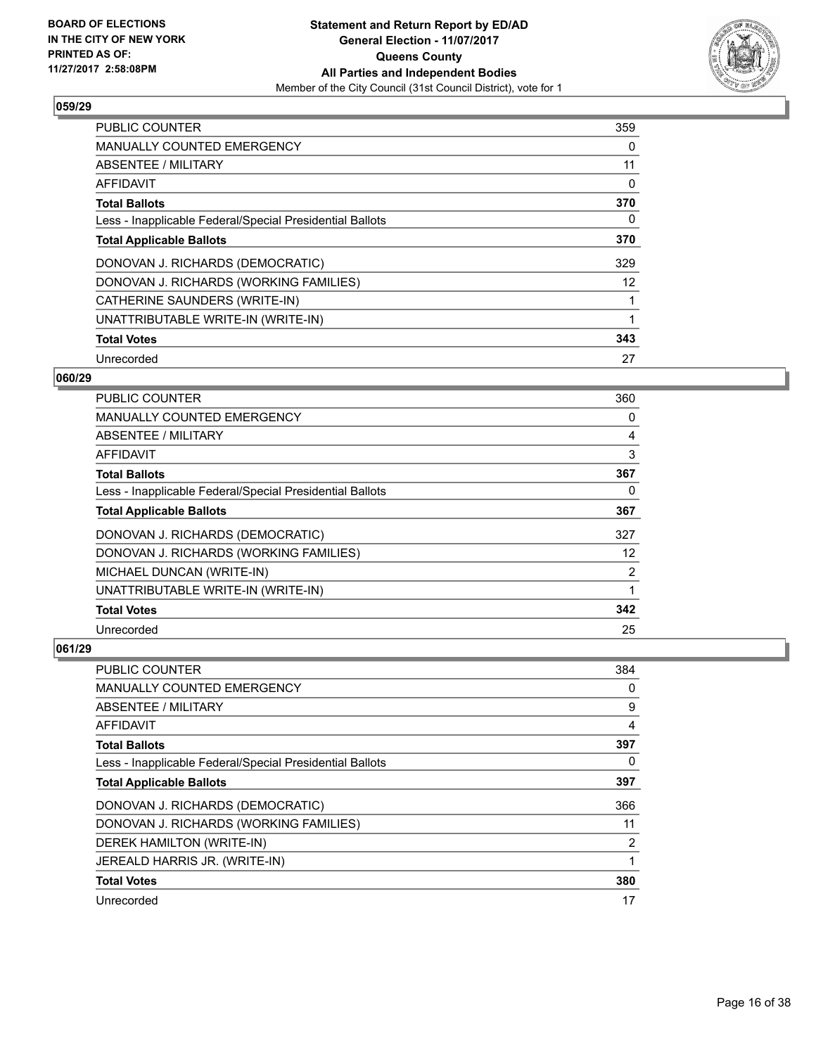**BOARD OF ELECTIONS IN THE CITY OF NEW YORK PRINTED AS OF: 11/27/2017 2:58:08PM**

**Statement and Return Report by ED/AD**
**General Election - 11/07/2017**
**Queens County**
**All Parties and Independent Bodies**
Member of the City Council (31st Council District), vote for 1

## 059/29

| | |
|---|---|
| PUBLIC COUNTER | 359 |
| MANUALLY COUNTED EMERGENCY | 0 |
| ABSENTEE / MILITARY | 11 |
| AFFIDAVIT | 0 |
| **Total Ballots** | **370** |
| Less - Inapplicable Federal/Special Presidential Ballots | 0 |
| **Total Applicable Ballots** | **370** |
| DONOVAN J. RICHARDS (DEMOCRATIC) | 329 |
| DONOVAN J. RICHARDS (WORKING FAMILIES) | 12 |
| CATHERINE SAUNDERS (WRITE-IN) | 1 |
| UNATTRIBUTABLE WRITE-IN (WRITE-IN) | 1 |
| **Total Votes** | **343** |
| Unrecorded | 27 |

## 060/29

| | |
|---|---|
| PUBLIC COUNTER | 360 |
| MANUALLY COUNTED EMERGENCY | 0 |
| ABSENTEE / MILITARY | 4 |
| AFFIDAVIT | 3 |
| **Total Ballots** | **367** |
| Less - Inapplicable Federal/Special Presidential Ballots | 0 |
| **Total Applicable Ballots** | **367** |
| DONOVAN J. RICHARDS (DEMOCRATIC) | 327 |
| DONOVAN J. RICHARDS (WORKING FAMILIES) | 12 |
| MICHAEL DUNCAN (WRITE-IN) | 2 |
| UNATTRIBUTABLE WRITE-IN (WRITE-IN) | 1 |
| **Total Votes** | **342** |
| Unrecorded | 25 |

## 061/29

| | |
|---|---|
| PUBLIC COUNTER | 384 |
| MANUALLY COUNTED EMERGENCY | 0 |
| ABSENTEE / MILITARY | 9 |
| AFFIDAVIT | 4 |
| **Total Ballots** | **397** |
| Less - Inapplicable Federal/Special Presidential Ballots | 0 |
| **Total Applicable Ballots** | **397** |
| DONOVAN J. RICHARDS (DEMOCRATIC) | 366 |
| DONOVAN J. RICHARDS (WORKING FAMILIES) | 11 |
| DEREK HAMILTON (WRITE-IN) | 2 |
| JEREALD HARRIS JR. (WRITE-IN) | 1 |
| **Total Votes** | **380** |
| Unrecorded | 17 |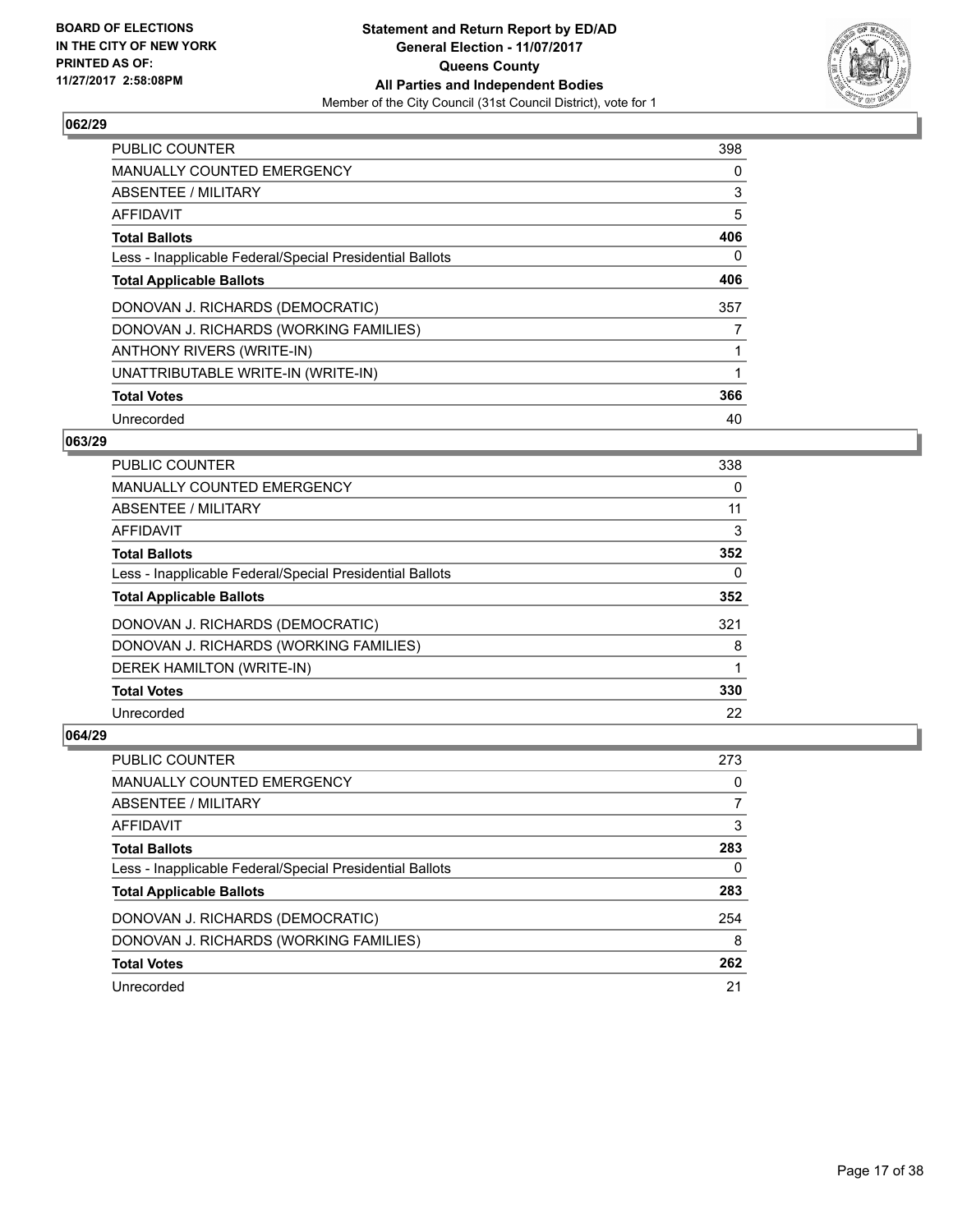**BOARD OF ELECTIONS IN THE CITY OF NEW YORK PRINTED AS OF: 11/27/2017 2:58:08PM**

**Statement and Return Report by ED/AD**
**General Election - 11/07/2017**
**Queens County**
**All Parties and Independent Bodies**
Member of the City Council (31st Council District), vote for 1

## 062/29

| | |
|---|---|
| PUBLIC COUNTER | 398 |
| MANUALLY COUNTED EMERGENCY | 0 |
| ABSENTEE / MILITARY | 3 |
| AFFIDAVIT | 5 |
| **Total Ballots** | **406** |
| Less - Inapplicable Federal/Special Presidential Ballots | 0 |
| **Total Applicable Ballots** | **406** |
| DONOVAN J. RICHARDS (DEMOCRATIC) | 357 |
| DONOVAN J. RICHARDS (WORKING FAMILIES) | 7 |
| ANTHONY RIVERS (WRITE-IN) | 1 |
| UNATTRIBUTABLE WRITE-IN (WRITE-IN) | 1 |
| **Total Votes** | **366** |
| Unrecorded | 40 |

## 063/29

| | |
|---|---|
| PUBLIC COUNTER | 338 |
| MANUALLY COUNTED EMERGENCY | 0 |
| ABSENTEE / MILITARY | 11 |
| AFFIDAVIT | 3 |
| **Total Ballots** | **352** |
| Less - Inapplicable Federal/Special Presidential Ballots | 0 |
| **Total Applicable Ballots** | **352** |
| DONOVAN J. RICHARDS (DEMOCRATIC) | 321 |
| DONOVAN J. RICHARDS (WORKING FAMILIES) | 8 |
| DEREK HAMILTON (WRITE-IN) | 1 |
| **Total Votes** | **330** |
| Unrecorded | 22 |

## 064/29

| | |
|---|---|
| PUBLIC COUNTER | 273 |
| MANUALLY COUNTED EMERGENCY | 0 |
| ABSENTEE / MILITARY | 7 |
| AFFIDAVIT | 3 |
| **Total Ballots** | **283** |
| Less - Inapplicable Federal/Special Presidential Ballots | 0 |
| **Total Applicable Ballots** | **283** |
| DONOVAN J. RICHARDS (DEMOCRATIC) | 254 |
| DONOVAN J. RICHARDS (WORKING FAMILIES) | 8 |
| **Total Votes** | **262** |
| Unrecorded | 21 |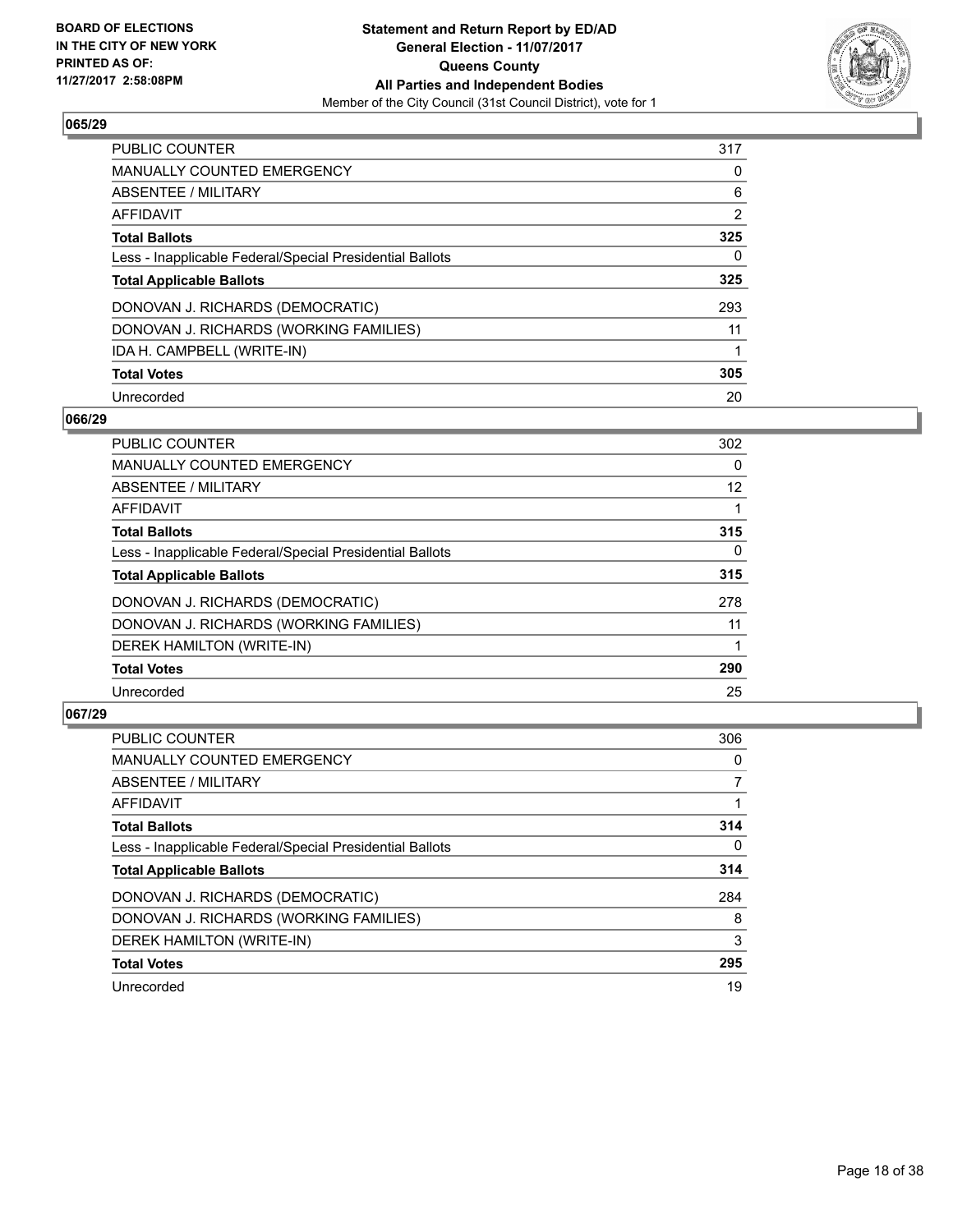## 065/29

| | |
|---|---|
| PUBLIC COUNTER | 317 |
| MANUALLY COUNTED EMERGENCY | 0 |
| ABSENTEE / MILITARY | 6 |
| AFFIDAVIT | 2 |
| **Total Ballots** | **325** |
| Less - Inapplicable Federal/Special Presidential Ballots | 0 |
| **Total Applicable Ballots** | **325** |
| DONOVAN J. RICHARDS (DEMOCRATIC) | 293 |
| DONOVAN J. RICHARDS (WORKING FAMILIES) | 11 |
| IDA H. CAMPBELL (WRITE-IN) | 1 |
| **Total Votes** | **305** |
| Unrecorded | 20 |

## 066/29

| | |
|---|---|
| PUBLIC COUNTER | 302 |
| MANUALLY COUNTED EMERGENCY | 0 |
| ABSENTEE / MILITARY | 12 |
| AFFIDAVIT | 1 |
| **Total Ballots** | **315** |
| Less - Inapplicable Federal/Special Presidential Ballots | 0 |
| **Total Applicable Ballots** | **315** |
| DONOVAN J. RICHARDS (DEMOCRATIC) | 278 |
| DONOVAN J. RICHARDS (WORKING FAMILIES) | 11 |
| DEREK HAMILTON (WRITE-IN) | 1 |
| **Total Votes** | **290** |
| Unrecorded | 25 |

## 067/29

| | |
|---|---|
| PUBLIC COUNTER | 306 |
| MANUALLY COUNTED EMERGENCY | 0 |
| ABSENTEE / MILITARY | 7 |
| AFFIDAVIT | 1 |
| **Total Ballots** | **314** |
| Less - Inapplicable Federal/Special Presidential Ballots | 0 |
| **Total Applicable Ballots** | **314** |
| DONOVAN J. RICHARDS (DEMOCRATIC) | 284 |
| DONOVAN J. RICHARDS (WORKING FAMILIES) | 8 |
| DEREK HAMILTON (WRITE-IN) | 3 |
| **Total Votes** | **295** |
| Unrecorded | 19 |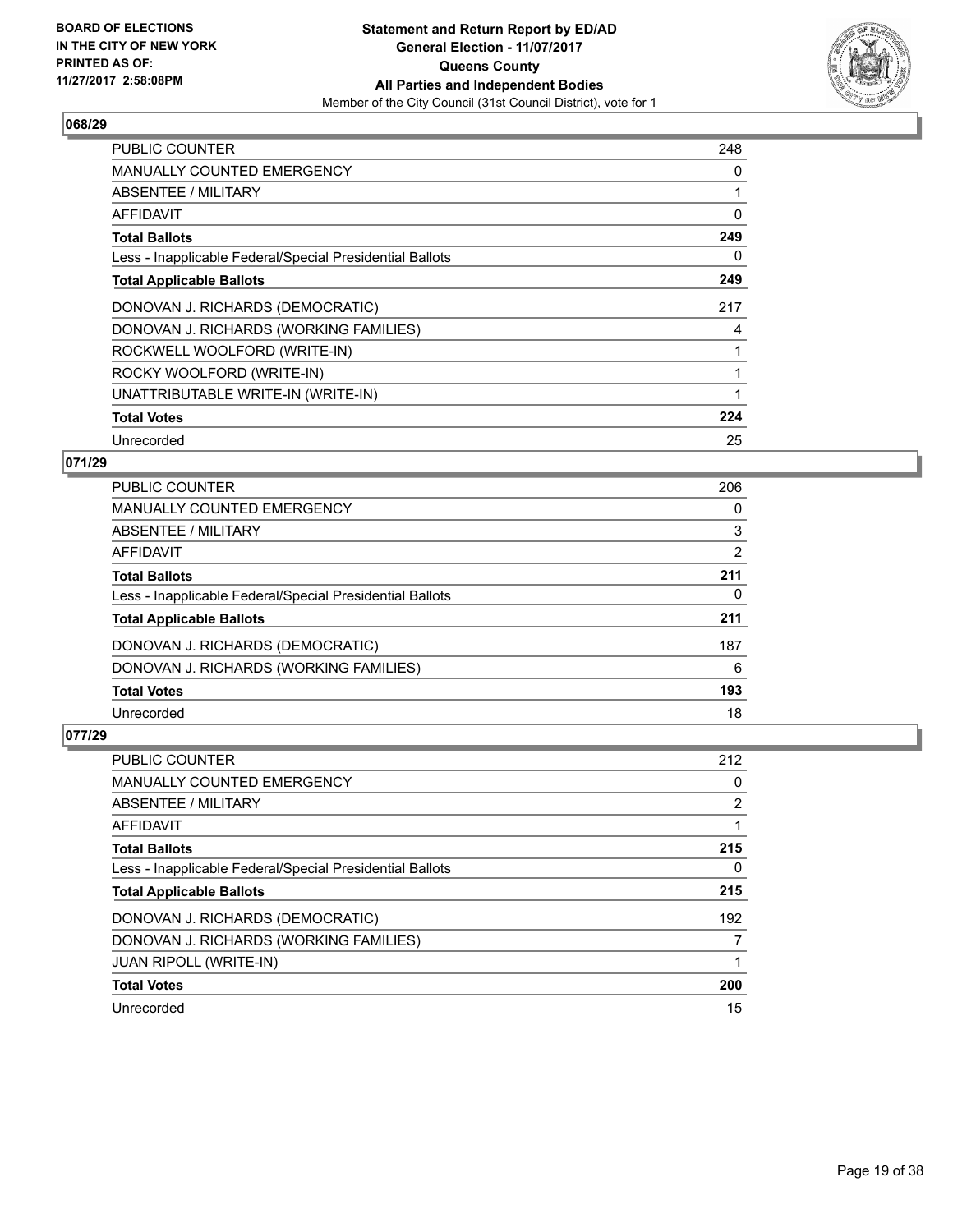BOARD OF ELECTIONS
IN THE CITY OF NEW YORK
PRINTED AS OF:
11/27/2017 2:58:08PM

**Statement and Return Report by ED/AD**
**General Election - 11/07/2017**
**Queens County**
**All Parties and Independent Bodies**
Member of the City Council (31st Council District), vote for 1

## 068/29

| | |
|---|---|
| PUBLIC COUNTER | 248 |
| MANUALLY COUNTED EMERGENCY | 0 |
| ABSENTEE / MILITARY | 1 |
| AFFIDAVIT | 0 |
| **Total Ballots** | **249** |
| Less - Inapplicable Federal/Special Presidential Ballots | 0 |
| **Total Applicable Ballots** | **249** |
| DONOVAN J. RICHARDS (DEMOCRATIC) | 217 |
| DONOVAN J. RICHARDS (WORKING FAMILIES) | 4 |
| ROCKWELL WOOLFORD (WRITE-IN) | 1 |
| ROCKY WOOLFORD (WRITE-IN) | 1 |
| UNATTRIBUTABLE WRITE-IN (WRITE-IN) | 1 |
| **Total Votes** | **224** |
| Unrecorded | 25 |

## 071/29

| | |
|---|---|
| PUBLIC COUNTER | 206 |
| MANUALLY COUNTED EMERGENCY | 0 |
| ABSENTEE / MILITARY | 3 |
| AFFIDAVIT | 2 |
| **Total Ballots** | **211** |
| Less - Inapplicable Federal/Special Presidential Ballots | 0 |
| **Total Applicable Ballots** | **211** |
| DONOVAN J. RICHARDS (DEMOCRATIC) | 187 |
| DONOVAN J. RICHARDS (WORKING FAMILIES) | 6 |
| **Total Votes** | **193** |
| Unrecorded | 18 |

## 077/29

| | |
|---|---|
| PUBLIC COUNTER | 212 |
| MANUALLY COUNTED EMERGENCY | 0 |
| ABSENTEE / MILITARY | 2 |
| AFFIDAVIT | 1 |
| **Total Ballots** | **215** |
| Less - Inapplicable Federal/Special Presidential Ballots | 0 |
| **Total Applicable Ballots** | **215** |
| DONOVAN J. RICHARDS (DEMOCRATIC) | 192 |
| DONOVAN J. RICHARDS (WORKING FAMILIES) | 7 |
| JUAN RIPOLL (WRITE-IN) | 1 |
| **Total Votes** | **200** |
| Unrecorded | 15 |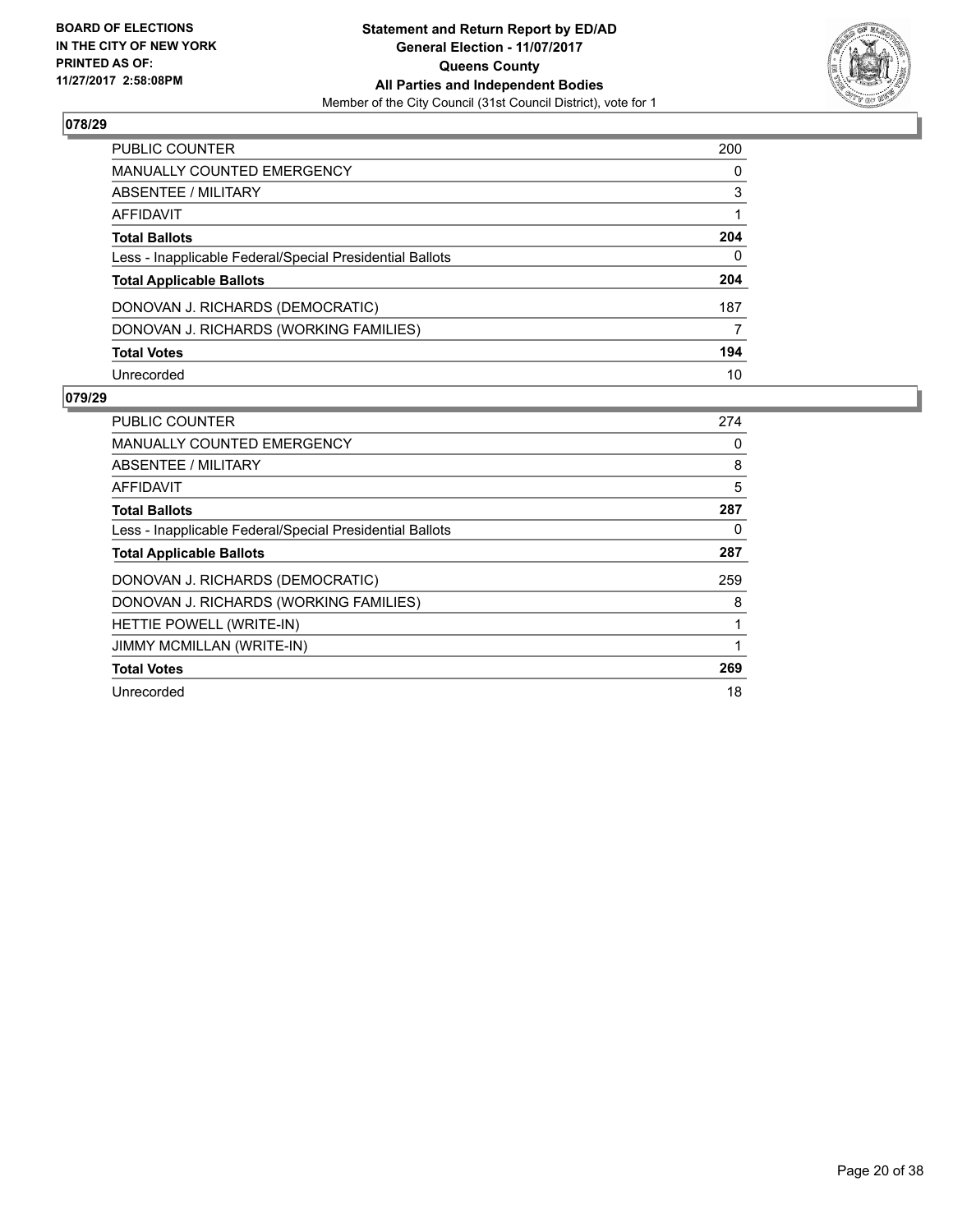**BOARD OF ELECTIONS IN THE CITY OF NEW YORK PRINTED AS OF: 11/27/2017 2:58:08PM**

**Statement and Return Report by ED/AD**
**General Election - 11/07/2017**
**Queens County**
**All Parties and Independent Bodies**
Member of the City Council (31st Council District), vote for 1

### 078/29

| | |
|---|---|
| PUBLIC COUNTER | 200 |
| MANUALLY COUNTED EMERGENCY | 0 |
| ABSENTEE / MILITARY | 3 |
| AFFIDAVIT | 1 |
| **Total Ballots** | **204** |
| Less - Inapplicable Federal/Special Presidential Ballots | 0 |
| **Total Applicable Ballots** | **204** |
| DONOVAN J. RICHARDS (DEMOCRATIC) | 187 |
| DONOVAN J. RICHARDS (WORKING FAMILIES) | 7 |
| **Total Votes** | **194** |
| Unrecorded | 10 |

### 079/29

| | |
|---|---|
| PUBLIC COUNTER | 274 |
| MANUALLY COUNTED EMERGENCY | 0 |
| ABSENTEE / MILITARY | 8 |
| AFFIDAVIT | 5 |
| **Total Ballots** | **287** |
| Less - Inapplicable Federal/Special Presidential Ballots | 0 |
| **Total Applicable Ballots** | **287** |
| DONOVAN J. RICHARDS (DEMOCRATIC) | 259 |
| DONOVAN J. RICHARDS (WORKING FAMILIES) | 8 |
| HETTIE POWELL (WRITE-IN) | 1 |
| JIMMY MCMILLAN (WRITE-IN) | 1 |
| **Total Votes** | **269** |
| Unrecorded | 18 |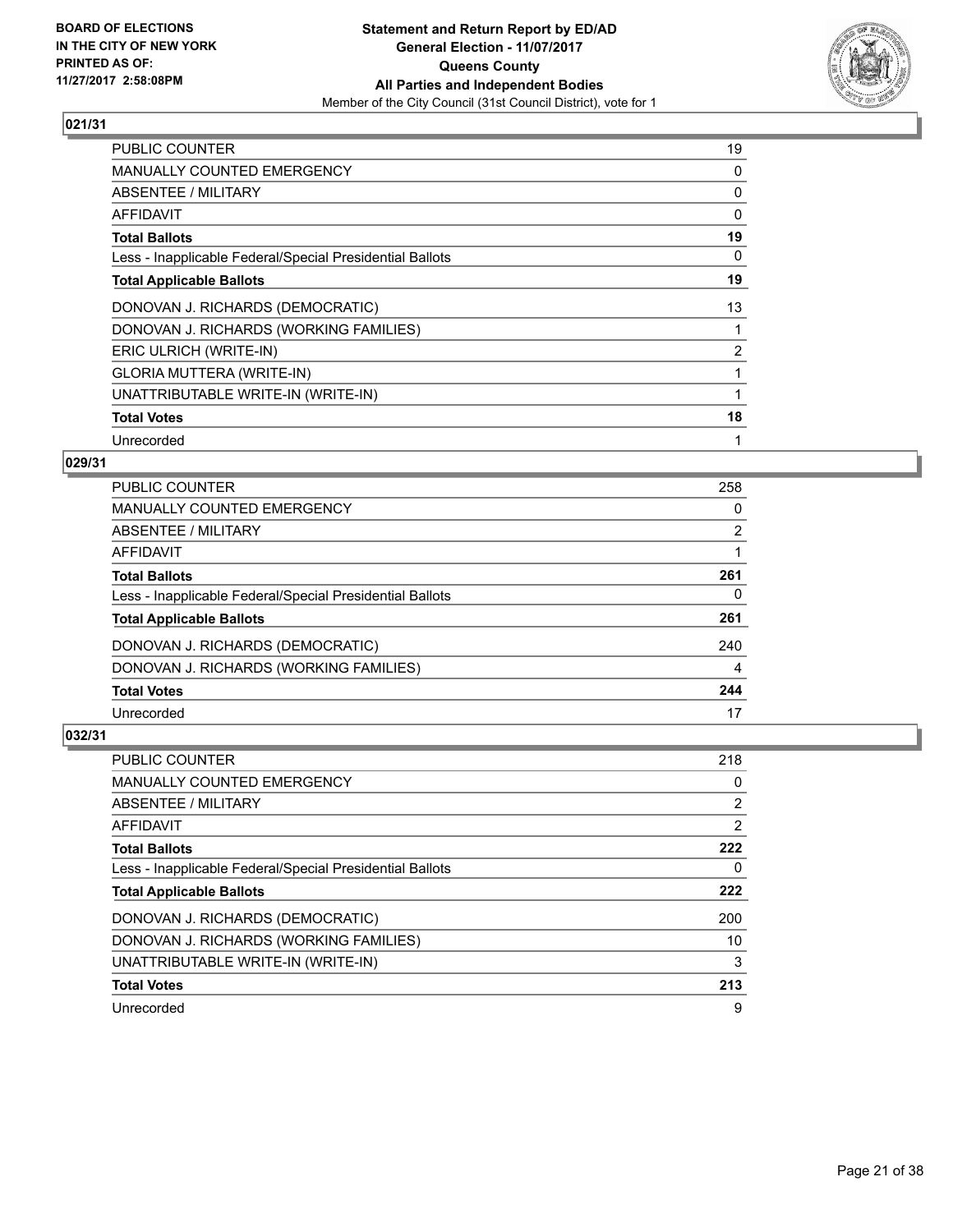BOARD OF ELECTIONS
IN THE CITY OF NEW YORK
PRINTED AS OF:
11/27/2017 2:58:08PM

**Statement and Return Report by ED/AD**
**General Election - 11/07/2017**
**Queens County**
**All Parties and Independent Bodies**
Member of the City Council (31st Council District), vote for 1

### 021/31

| | |
|---|---|
| PUBLIC COUNTER | 19 |
| MANUALLY COUNTED EMERGENCY | 0 |
| ABSENTEE / MILITARY | 0 |
| AFFIDAVIT | 0 |
| **Total Ballots** | **19** |
| Less - Inapplicable Federal/Special Presidential Ballots | 0 |
| **Total Applicable Ballots** | **19** |
| DONOVAN J. RICHARDS (DEMOCRATIC) | 13 |
| DONOVAN J. RICHARDS (WORKING FAMILIES) | 1 |
| ERIC ULRICH (WRITE-IN) | 2 |
| GLORIA MUTTERA (WRITE-IN) | 1 |
| UNATTRIBUTABLE WRITE-IN (WRITE-IN) | 1 |
| **Total Votes** | **18** |
| Unrecorded | 1 |

### 029/31

| | |
|---|---|
| PUBLIC COUNTER | 258 |
| MANUALLY COUNTED EMERGENCY | 0 |
| ABSENTEE / MILITARY | 2 |
| AFFIDAVIT | 1 |
| **Total Ballots** | **261** |
| Less - Inapplicable Federal/Special Presidential Ballots | 0 |
| **Total Applicable Ballots** | **261** |
| DONOVAN J. RICHARDS (DEMOCRATIC) | 240 |
| DONOVAN J. RICHARDS (WORKING FAMILIES) | 4 |
| **Total Votes** | **244** |
| Unrecorded | 17 |

### 032/31

| | |
|---|---|
| PUBLIC COUNTER | 218 |
| MANUALLY COUNTED EMERGENCY | 0 |
| ABSENTEE / MILITARY | 2 |
| AFFIDAVIT | 2 |
| **Total Ballots** | **222** |
| Less - Inapplicable Federal/Special Presidential Ballots | 0 |
| **Total Applicable Ballots** | **222** |
| DONOVAN J. RICHARDS (DEMOCRATIC) | 200 |
| DONOVAN J. RICHARDS (WORKING FAMILIES) | 10 |
| UNATTRIBUTABLE WRITE-IN (WRITE-IN) | 3 |
| **Total Votes** | **213** |
| Unrecorded | 9 |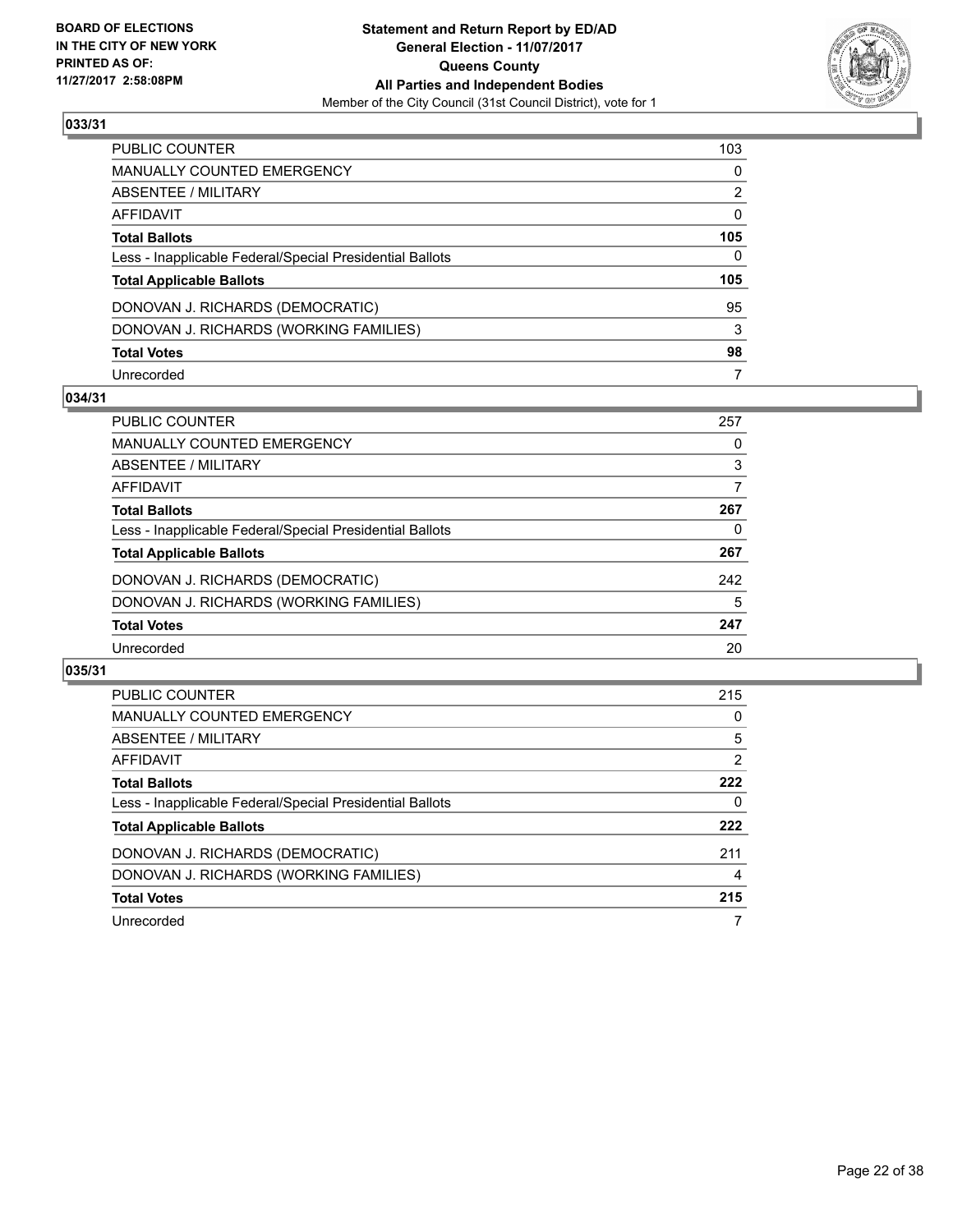BOARD OF ELECTIONS
IN THE CITY OF NEW YORK
PRINTED AS OF:
11/27/2017 2:58:08PM

**Statement and Return Report by ED/AD**
**General Election - 11/07/2017**
**Queens County**
**All Parties and Independent Bodies**
Member of the City Council (31st Council District), vote for 1

### 033/31

| | |
|---|---|
| PUBLIC COUNTER | 103 |
| MANUALLY COUNTED EMERGENCY | 0 |
| ABSENTEE / MILITARY | 2 |
| AFFIDAVIT | 0 |
| **Total Ballots** | **105** |
| Less - Inapplicable Federal/Special Presidential Ballots | 0 |
| **Total Applicable Ballots** | **105** |
| DONOVAN J. RICHARDS (DEMOCRATIC) | 95 |
| DONOVAN J. RICHARDS (WORKING FAMILIES) | 3 |
| **Total Votes** | **98** |
| Unrecorded | 7 |

### 034/31

| | |
|---|---|
| PUBLIC COUNTER | 257 |
| MANUALLY COUNTED EMERGENCY | 0 |
| ABSENTEE / MILITARY | 3 |
| AFFIDAVIT | 7 |
| **Total Ballots** | **267** |
| Less - Inapplicable Federal/Special Presidential Ballots | 0 |
| **Total Applicable Ballots** | **267** |
| DONOVAN J. RICHARDS (DEMOCRATIC) | 242 |
| DONOVAN J. RICHARDS (WORKING FAMILIES) | 5 |
| **Total Votes** | **247** |
| Unrecorded | 20 |

### 035/31

| | |
|---|---|
| PUBLIC COUNTER | 215 |
| MANUALLY COUNTED EMERGENCY | 0 |
| ABSENTEE / MILITARY | 5 |
| AFFIDAVIT | 2 |
| **Total Ballots** | **222** |
| Less - Inapplicable Federal/Special Presidential Ballots | 0 |
| **Total Applicable Ballots** | **222** |
| DONOVAN J. RICHARDS (DEMOCRATIC) | 211 |
| DONOVAN J. RICHARDS (WORKING FAMILIES) | 4 |
| **Total Votes** | **215** |
| Unrecorded | 7 |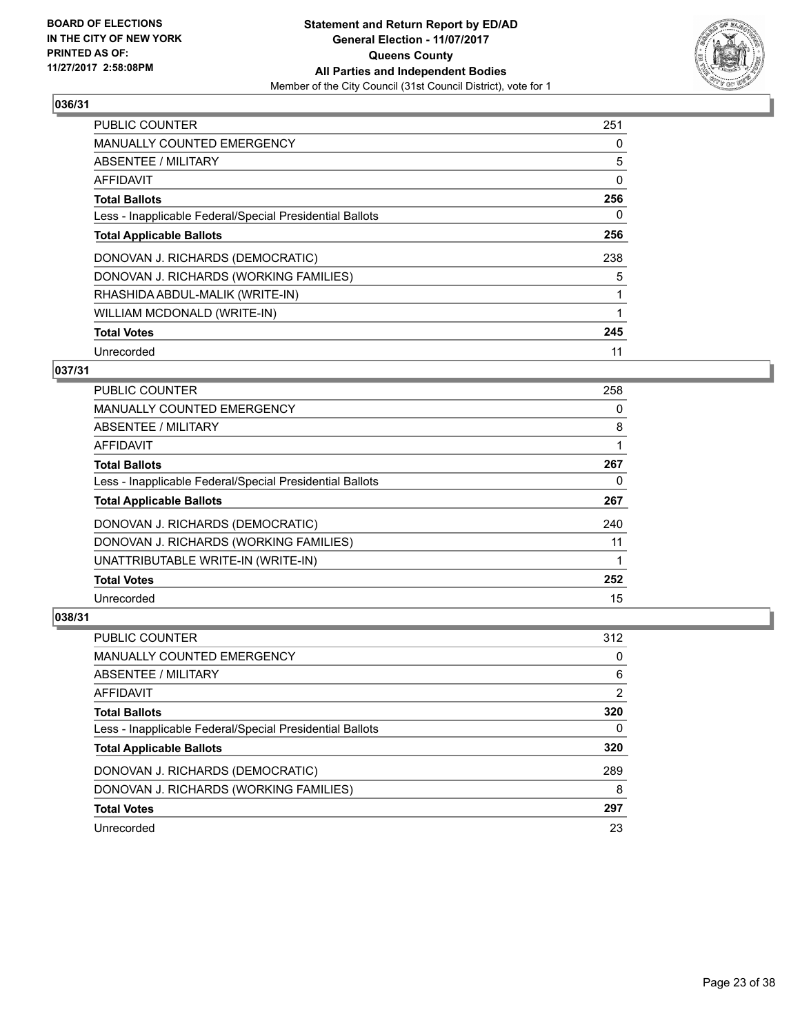**BOARD OF ELECTIONS IN THE CITY OF NEW YORK PRINTED AS OF: 11/27/2017 2:58:08PM**

**Statement and Return Report by ED/AD**
**General Election - 11/07/2017**
**Queens County**
**All Parties and Independent Bodies**
Member of the City Council (31st Council District), vote for 1

## 036/31

| | |
|---|---|
| PUBLIC COUNTER | 251 |
| MANUALLY COUNTED EMERGENCY | 0 |
| ABSENTEE / MILITARY | 5 |
| AFFIDAVIT | 0 |
| **Total Ballots** | **256** |
| Less - Inapplicable Federal/Special Presidential Ballots | 0 |
| **Total Applicable Ballots** | **256** |
| DONOVAN J. RICHARDS (DEMOCRATIC) | 238 |
| DONOVAN J. RICHARDS (WORKING FAMILIES) | 5 |
| RHASHIDA ABDUL-MALIK (WRITE-IN) | 1 |
| WILLIAM MCDONALD (WRITE-IN) | 1 |
| **Total Votes** | **245** |
| Unrecorded | 11 |

## 037/31

| | |
|---|---|
| PUBLIC COUNTER | 258 |
| MANUALLY COUNTED EMERGENCY | 0 |
| ABSENTEE / MILITARY | 8 |
| AFFIDAVIT | 1 |
| **Total Ballots** | **267** |
| Less - Inapplicable Federal/Special Presidential Ballots | 0 |
| **Total Applicable Ballots** | **267** |
| DONOVAN J. RICHARDS (DEMOCRATIC) | 240 |
| DONOVAN J. RICHARDS (WORKING FAMILIES) | 11 |
| UNATTRIBUTABLE WRITE-IN (WRITE-IN) | 1 |
| **Total Votes** | **252** |
| Unrecorded | 15 |

## 038/31

| | |
|---|---|
| PUBLIC COUNTER | 312 |
| MANUALLY COUNTED EMERGENCY | 0 |
| ABSENTEE / MILITARY | 6 |
| AFFIDAVIT | 2 |
| **Total Ballots** | **320** |
| Less - Inapplicable Federal/Special Presidential Ballots | 0 |
| **Total Applicable Ballots** | **320** |
| DONOVAN J. RICHARDS (DEMOCRATIC) | 289 |
| DONOVAN J. RICHARDS (WORKING FAMILIES) | 8 |
| **Total Votes** | **297** |
| Unrecorded | 23 |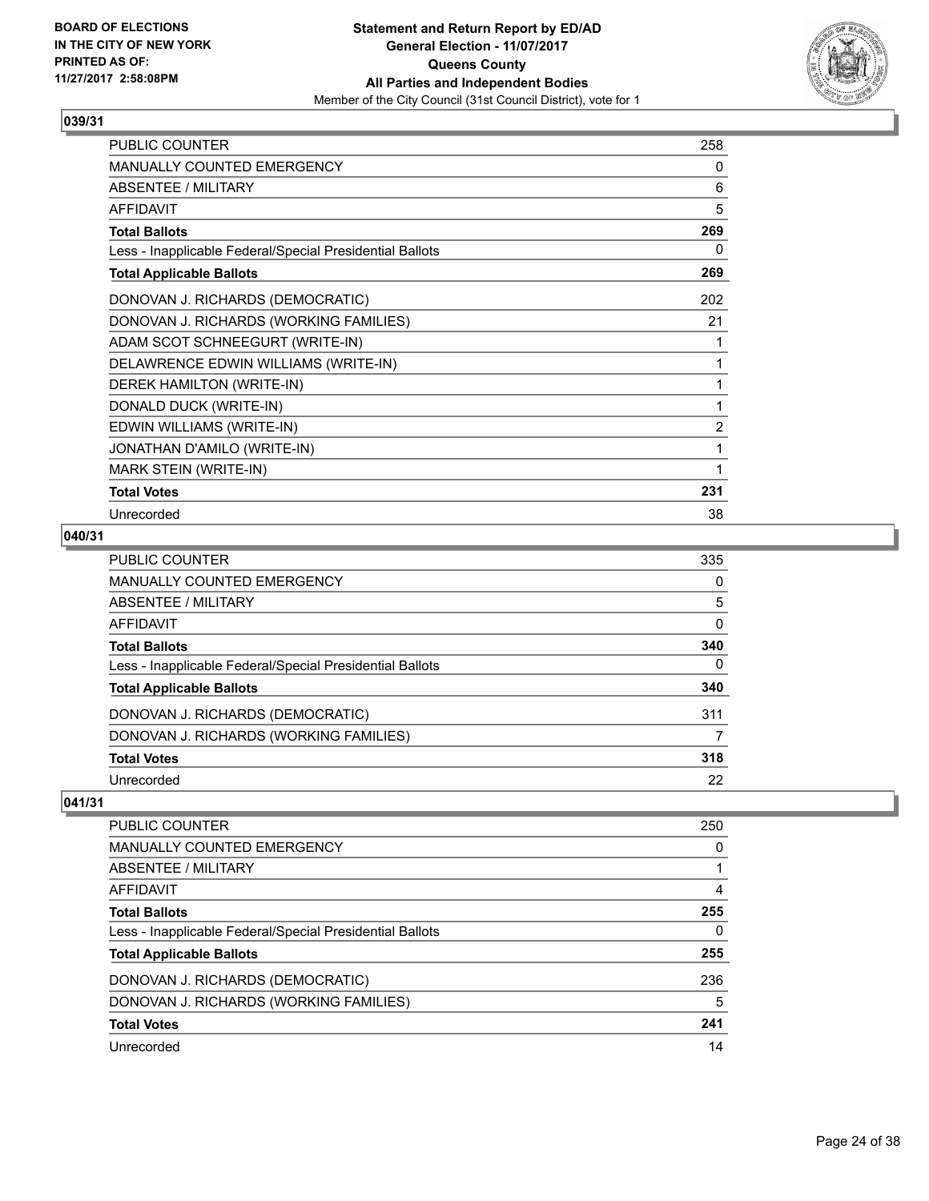**BOARD OF ELECTIONS IN THE CITY OF NEW YORK PRINTED AS OF: 11/27/2017 2:58:08PM**

**Statement and Return Report by ED/AD General Election - 11/07/2017 Queens County All Parties and Independent Bodies**

Member of the City Council (31st Council District), vote for 1

### 039/31

| | |
|---|---|
| PUBLIC COUNTER | 258 |
| MANUALLY COUNTED EMERGENCY | 0 |
| ABSENTEE / MILITARY | 6 |
| AFFIDAVIT | 5 |
| **Total Ballots** | **269** |
| Less - Inapplicable Federal/Special Presidential Ballots | 0 |
| **Total Applicable Ballots** | **269** |
| DONOVAN J. RICHARDS (DEMOCRATIC) | 202 |
| DONOVAN J. RICHARDS (WORKING FAMILIES) | 21 |
| ADAM SCOT SCHNEEGURT (WRITE-IN) | 1 |
| DELAWRENCE EDWIN WILLIAMS (WRITE-IN) | 1 |
| DEREK HAMILTON (WRITE-IN) | 1 |
| DONALD DUCK (WRITE-IN) | 1 |
| EDWIN WILLIAMS (WRITE-IN) | 2 |
| JONATHAN D'AMILO (WRITE-IN) | 1 |
| MARK STEIN (WRITE-IN) | 1 |
| **Total Votes** | **231** |
| Unrecorded | 38 |

### 040/31

| | |
|---|---|
| PUBLIC COUNTER | 335 |
| MANUALLY COUNTED EMERGENCY | 0 |
| ABSENTEE / MILITARY | 5 |
| AFFIDAVIT | 0 |
| **Total Ballots** | **340** |
| Less - Inapplicable Federal/Special Presidential Ballots | 0 |
| **Total Applicable Ballots** | **340** |
| DONOVAN J. RICHARDS (DEMOCRATIC) | 311 |
| DONOVAN J. RICHARDS (WORKING FAMILIES) | 7 |
| **Total Votes** | **318** |
| Unrecorded | 22 |

### 041/31

| | |
|---|---|
| PUBLIC COUNTER | 250 |
| MANUALLY COUNTED EMERGENCY | 0 |
| ABSENTEE / MILITARY | 1 |
| AFFIDAVIT | 4 |
| **Total Ballots** | **255** |
| Less - Inapplicable Federal/Special Presidential Ballots | 0 |
| **Total Applicable Ballots** | **255** |
| DONOVAN J. RICHARDS (DEMOCRATIC) | 236 |
| DONOVAN J. RICHARDS (WORKING FAMILIES) | 5 |
| **Total Votes** | **241** |
| Unrecorded | 14 |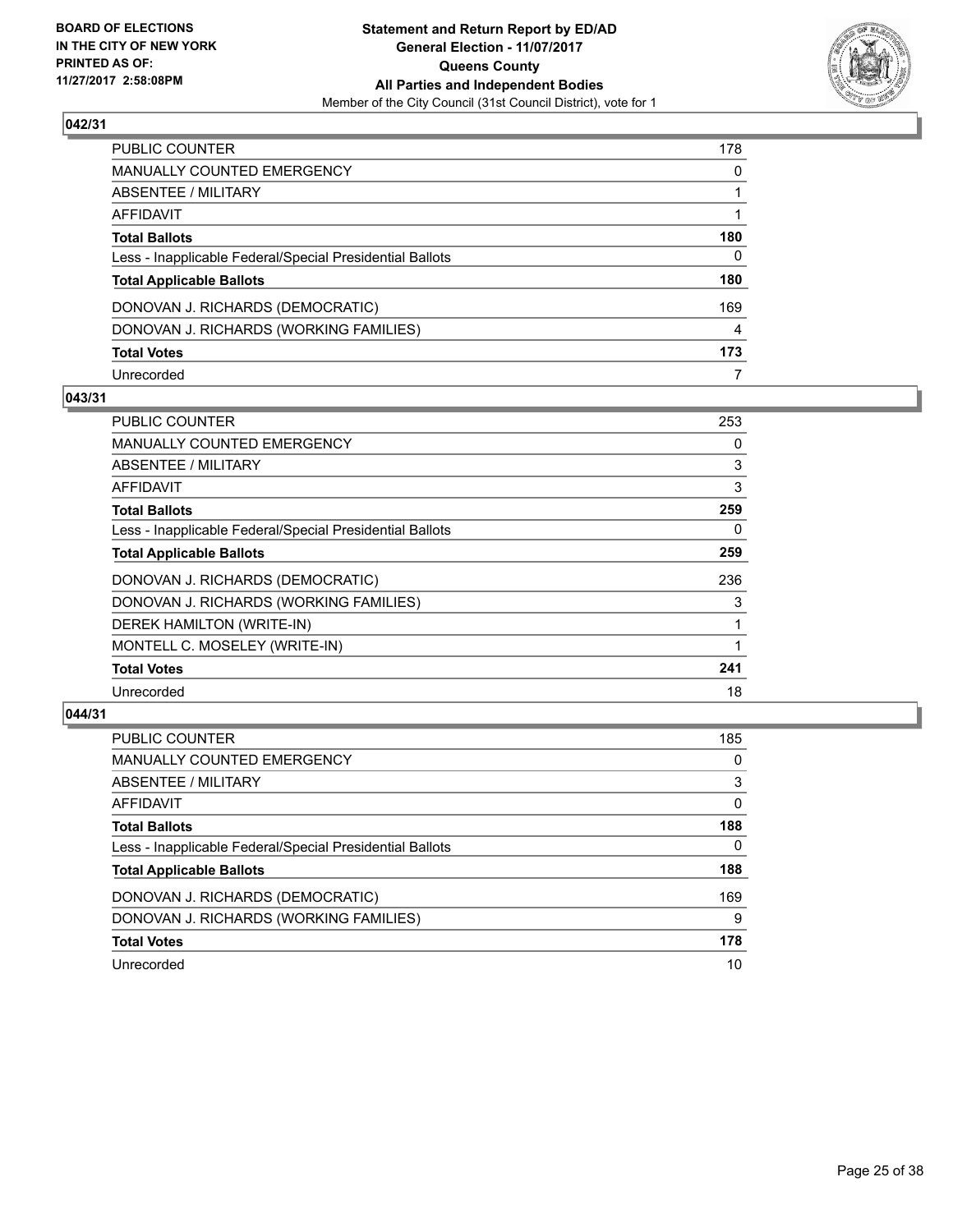**BOARD OF ELECTIONS IN THE CITY OF NEW YORK PRINTED AS OF: 11/27/2017 2:58:08PM**

**Statement and Return Report by ED/AD**
**General Election - 11/07/2017**
**Queens County**
**All Parties and Independent Bodies**
Member of the City Council (31st Council District), vote for 1

## 042/31

| | |
|---|---|
| PUBLIC COUNTER | 178 |
| MANUALLY COUNTED EMERGENCY | 0 |
| ABSENTEE / MILITARY | 1 |
| AFFIDAVIT | 1 |
| **Total Ballots** | **180** |
| Less - Inapplicable Federal/Special Presidential Ballots | 0 |
| **Total Applicable Ballots** | **180** |
| DONOVAN J. RICHARDS (DEMOCRATIC) | 169 |
| DONOVAN J. RICHARDS (WORKING FAMILIES) | 4 |
| **Total Votes** | **173** |
| Unrecorded | 7 |

## 043/31

| | |
|---|---|
| PUBLIC COUNTER | 253 |
| MANUALLY COUNTED EMERGENCY | 0 |
| ABSENTEE / MILITARY | 3 |
| AFFIDAVIT | 3 |
| **Total Ballots** | **259** |
| Less - Inapplicable Federal/Special Presidential Ballots | 0 |
| **Total Applicable Ballots** | **259** |
| DONOVAN J. RICHARDS (DEMOCRATIC) | 236 |
| DONOVAN J. RICHARDS (WORKING FAMILIES) | 3 |
| DEREK HAMILTON (WRITE-IN) | 1 |
| MONTELL C. MOSELEY (WRITE-IN) | 1 |
| **Total Votes** | **241** |
| Unrecorded | 18 |

## 044/31

| | |
|---|---|
| PUBLIC COUNTER | 185 |
| MANUALLY COUNTED EMERGENCY | 0 |
| ABSENTEE / MILITARY | 3 |
| AFFIDAVIT | 0 |
| **Total Ballots** | **188** |
| Less - Inapplicable Federal/Special Presidential Ballots | 0 |
| **Total Applicable Ballots** | **188** |
| DONOVAN J. RICHARDS (DEMOCRATIC) | 169 |
| DONOVAN J. RICHARDS (WORKING FAMILIES) | 9 |
| **Total Votes** | **178** |
| Unrecorded | 10 |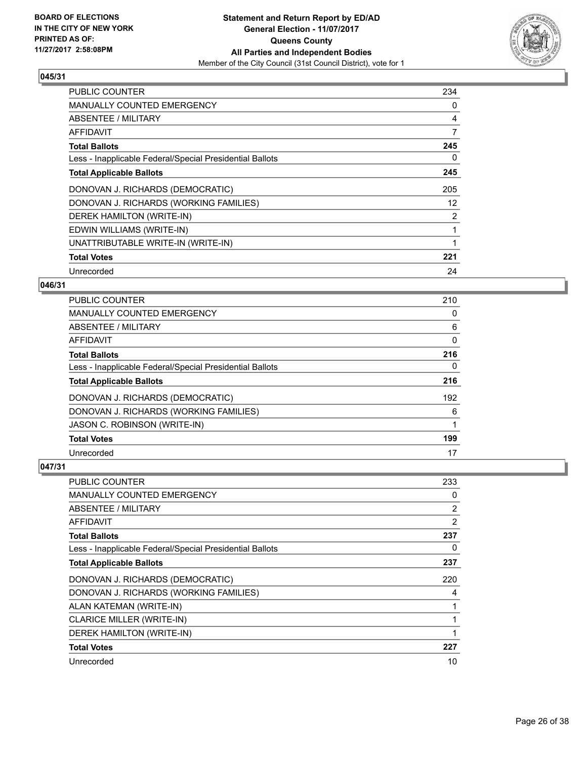**BOARD OF ELECTIONS IN THE CITY OF NEW YORK PRINTED AS OF: 11/27/2017 2:58:08PM**

**Statement and Return Report by ED/AD**
**General Election - 11/07/2017**
**Queens County**
**All Parties and Independent Bodies**
Member of the City Council (31st Council District), vote for 1

## 045/31

| | |
|---|---|
| PUBLIC COUNTER | 234 |
| MANUALLY COUNTED EMERGENCY | 0 |
| ABSENTEE / MILITARY | 4 |
| AFFIDAVIT | 7 |
| **Total Ballots** | **245** |
| Less - Inapplicable Federal/Special Presidential Ballots | 0 |
| **Total Applicable Ballots** | **245** |
| DONOVAN J. RICHARDS (DEMOCRATIC) | 205 |
| DONOVAN J. RICHARDS (WORKING FAMILIES) | 12 |
| DEREK HAMILTON (WRITE-IN) | 2 |
| EDWIN WILLIAMS (WRITE-IN) | 1 |
| UNATTRIBUTABLE WRITE-IN (WRITE-IN) | 1 |
| **Total Votes** | **221** |
| Unrecorded | 24 |

## 046/31

| | |
|---|---|
| PUBLIC COUNTER | 210 |
| MANUALLY COUNTED EMERGENCY | 0 |
| ABSENTEE / MILITARY | 6 |
| AFFIDAVIT | 0 |
| **Total Ballots** | **216** |
| Less - Inapplicable Federal/Special Presidential Ballots | 0 |
| **Total Applicable Ballots** | **216** |
| DONOVAN J. RICHARDS (DEMOCRATIC) | 192 |
| DONOVAN J. RICHARDS (WORKING FAMILIES) | 6 |
| JASON C. ROBINSON (WRITE-IN) | 1 |
| **Total Votes** | **199** |
| Unrecorded | 17 |

## 047/31

| | |
|---|---|
| PUBLIC COUNTER | 233 |
| MANUALLY COUNTED EMERGENCY | 0 |
| ABSENTEE / MILITARY | 2 |
| AFFIDAVIT | 2 |
| **Total Ballots** | **237** |
| Less - Inapplicable Federal/Special Presidential Ballots | 0 |
| **Total Applicable Ballots** | **237** |
| DONOVAN J. RICHARDS (DEMOCRATIC) | 220 |
| DONOVAN J. RICHARDS (WORKING FAMILIES) | 4 |
| ALAN KATEMAN (WRITE-IN) | 1 |
| CLARICE MILLER (WRITE-IN) | 1 |
| DEREK HAMILTON (WRITE-IN) | 1 |
| **Total Votes** | **227** |
| Unrecorded | 10 |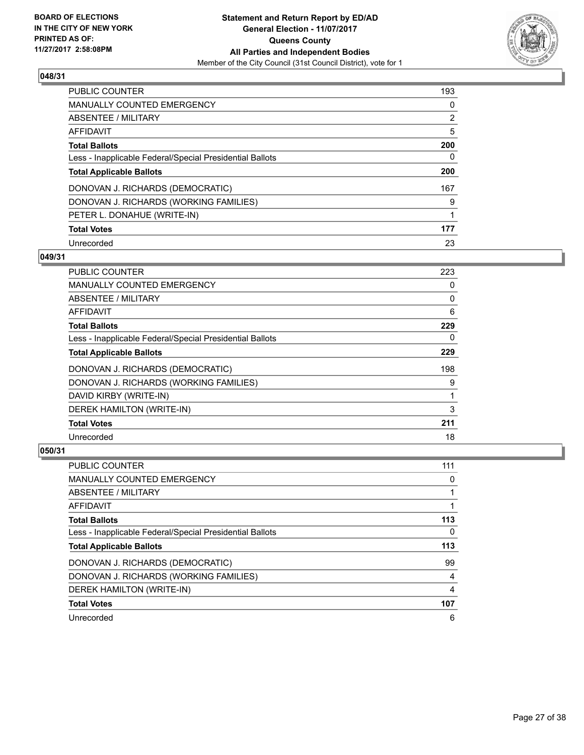**BOARD OF ELECTIONS IN THE CITY OF NEW YORK PRINTED AS OF: 11/27/2017 2:58:08PM**

**Statement and Return Report by ED/AD**
**General Election - 11/07/2017**
**Queens County**
**All Parties and Independent Bodies**
Member of the City Council (31st Council District), vote for 1

## 048/31

| | |
|---|---|
| PUBLIC COUNTER | 193 |
| MANUALLY COUNTED EMERGENCY | 0 |
| ABSENTEE / MILITARY | 2 |
| AFFIDAVIT | 5 |
| **Total Ballots** | **200** |
| Less - Inapplicable Federal/Special Presidential Ballots | 0 |
| **Total Applicable Ballots** | **200** |
| DONOVAN J. RICHARDS (DEMOCRATIC) | 167 |
| DONOVAN J. RICHARDS (WORKING FAMILIES) | 9 |
| PETER L. DONAHUE (WRITE-IN) | 1 |
| **Total Votes** | **177** |
| Unrecorded | 23 |

## 049/31

| | |
|---|---|
| PUBLIC COUNTER | 223 |
| MANUALLY COUNTED EMERGENCY | 0 |
| ABSENTEE / MILITARY | 0 |
| AFFIDAVIT | 6 |
| **Total Ballots** | **229** |
| Less - Inapplicable Federal/Special Presidential Ballots | 0 |
| **Total Applicable Ballots** | **229** |
| DONOVAN J. RICHARDS (DEMOCRATIC) | 198 |
| DONOVAN J. RICHARDS (WORKING FAMILIES) | 9 |
| DAVID KIRBY (WRITE-IN) | 1 |
| DEREK HAMILTON (WRITE-IN) | 3 |
| **Total Votes** | **211** |
| Unrecorded | 18 |

## 050/31

| | |
|---|---|
| PUBLIC COUNTER | 111 |
| MANUALLY COUNTED EMERGENCY | 0 |
| ABSENTEE / MILITARY | 1 |
| AFFIDAVIT | 1 |
| **Total Ballots** | **113** |
| Less - Inapplicable Federal/Special Presidential Ballots | 0 |
| **Total Applicable Ballots** | **113** |
| DONOVAN J. RICHARDS (DEMOCRATIC) | 99 |
| DONOVAN J. RICHARDS (WORKING FAMILIES) | 4 |
| DEREK HAMILTON (WRITE-IN) | 4 |
| **Total Votes** | **107** |
| Unrecorded | 6 |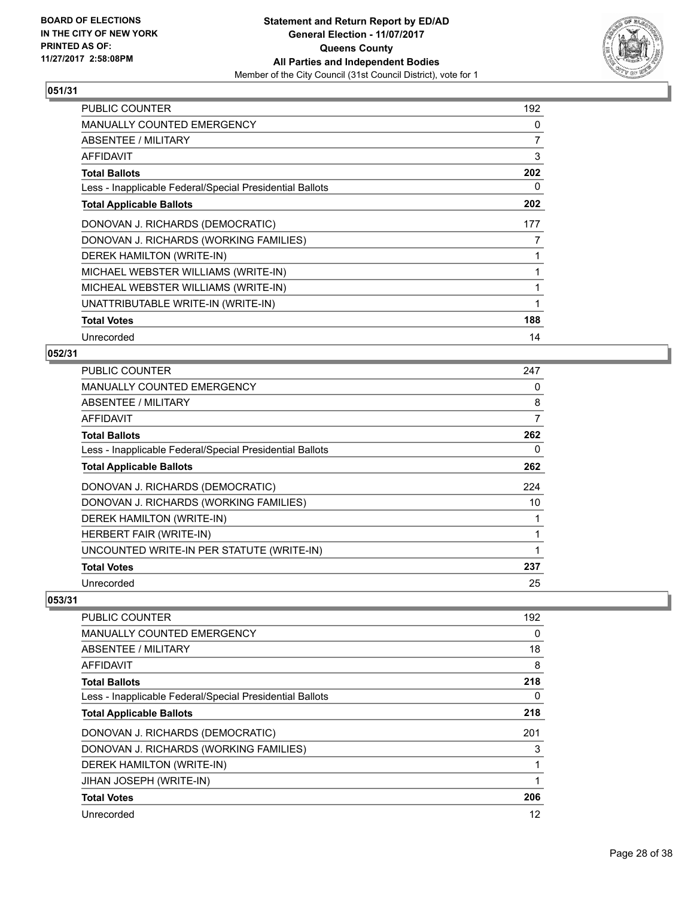**BOARD OF ELECTIONS IN THE CITY OF NEW YORK PRINTED AS OF: 11/27/2017 2:58:08PM**

**Statement and Return Report by ED/AD**
**General Election - 11/07/2017**
**Queens County**
**All Parties and Independent Bodies**
Member of the City Council (31st Council District), vote for 1

## 051/31

| | |
|---|---|
| PUBLIC COUNTER | 192 |
| MANUALLY COUNTED EMERGENCY | 0 |
| ABSENTEE / MILITARY | 7 |
| AFFIDAVIT | 3 |
| **Total Ballots** | **202** |
| Less - Inapplicable Federal/Special Presidential Ballots | 0 |
| **Total Applicable Ballots** | **202** |
| DONOVAN J. RICHARDS (DEMOCRATIC) | 177 |
| DONOVAN J. RICHARDS (WORKING FAMILIES) | 7 |
| DEREK HAMILTON (WRITE-IN) | 1 |
| MICHAEL WEBSTER WILLIAMS (WRITE-IN) | 1 |
| MICHEAL WEBSTER WILLIAMS (WRITE-IN) | 1 |
| UNATTRIBUTABLE WRITE-IN (WRITE-IN) | 1 |
| **Total Votes** | **188** |
| Unrecorded | 14 |

## 052/31

| | |
|---|---|
| PUBLIC COUNTER | 247 |
| MANUALLY COUNTED EMERGENCY | 0 |
| ABSENTEE / MILITARY | 8 |
| AFFIDAVIT | 7 |
| **Total Ballots** | **262** |
| Less - Inapplicable Federal/Special Presidential Ballots | 0 |
| **Total Applicable Ballots** | **262** |
| DONOVAN J. RICHARDS (DEMOCRATIC) | 224 |
| DONOVAN J. RICHARDS (WORKING FAMILIES) | 10 |
| DEREK HAMILTON (WRITE-IN) | 1 |
| HERBERT FAIR (WRITE-IN) | 1 |
| UNCOUNTED WRITE-IN PER STATUTE (WRITE-IN) | 1 |
| **Total Votes** | **237** |
| Unrecorded | 25 |

## 053/31

| | |
|---|---|
| PUBLIC COUNTER | 192 |
| MANUALLY COUNTED EMERGENCY | 0 |
| ABSENTEE / MILITARY | 18 |
| AFFIDAVIT | 8 |
| **Total Ballots** | **218** |
| Less - Inapplicable Federal/Special Presidential Ballots | 0 |
| **Total Applicable Ballots** | **218** |
| DONOVAN J. RICHARDS (DEMOCRATIC) | 201 |
| DONOVAN J. RICHARDS (WORKING FAMILIES) | 3 |
| DEREK HAMILTON (WRITE-IN) | 1 |
| JIHAN JOSEPH (WRITE-IN) | 1 |
| **Total Votes** | **206** |
| Unrecorded | 12 |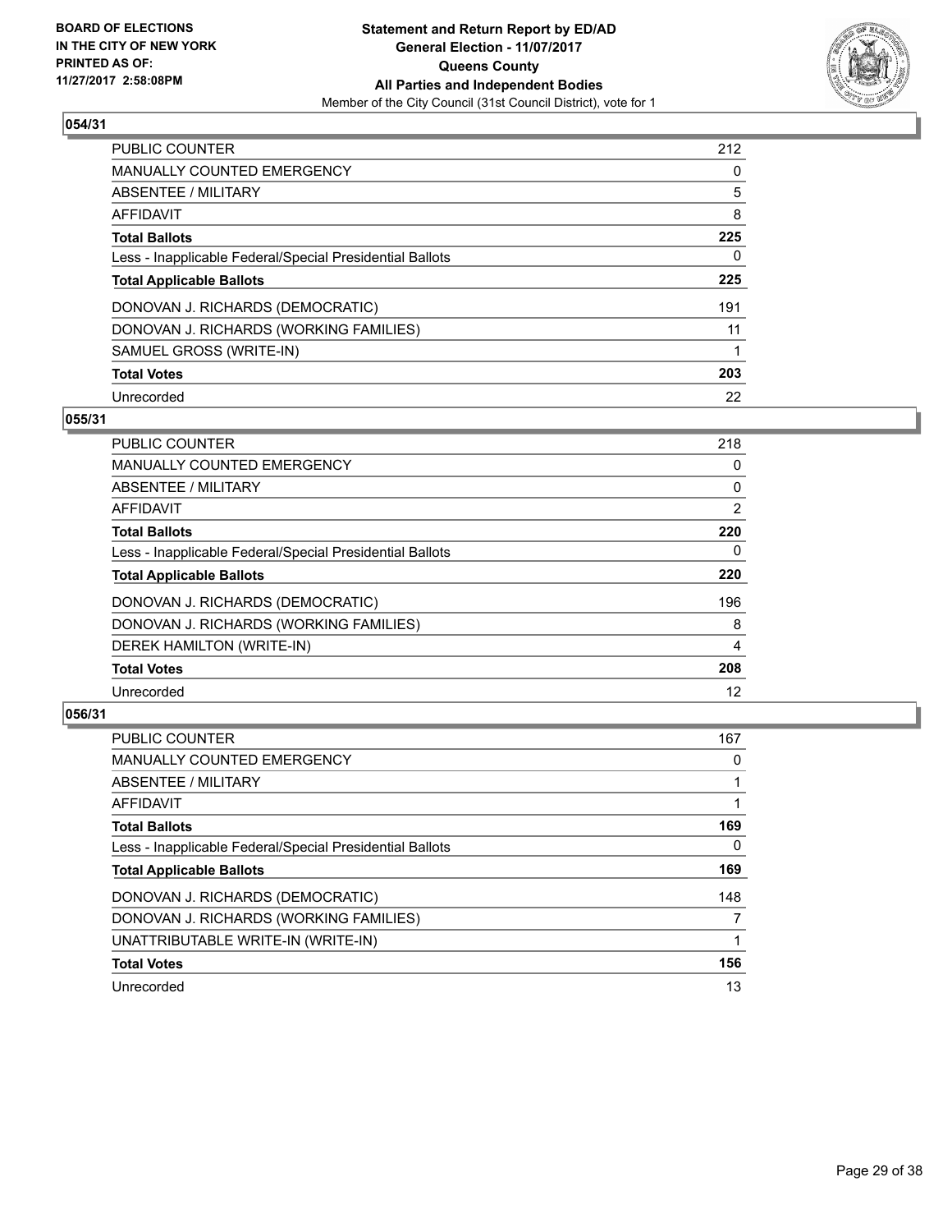**BOARD OF ELECTIONS IN THE CITY OF NEW YORK PRINTED AS OF: 11/27/2017 2:58:08PM**

**Statement and Return Report by ED/AD General Election - 11/07/2017 Queens County All Parties and Independent Bodies**

Member of the City Council (31st Council District), vote for 1

### 054/31

| | |
|---|---|
| PUBLIC COUNTER | 212 |
| MANUALLY COUNTED EMERGENCY | 0 |
| ABSENTEE / MILITARY | 5 |
| AFFIDAVIT | 8 |
| **Total Ballots** | **225** |
| Less - Inapplicable Federal/Special Presidential Ballots | 0 |
| **Total Applicable Ballots** | **225** |
| DONOVAN J. RICHARDS (DEMOCRATIC) | 191 |
| DONOVAN J. RICHARDS (WORKING FAMILIES) | 11 |
| SAMUEL GROSS (WRITE-IN) | 1 |
| **Total Votes** | **203** |
| Unrecorded | 22 |

### 055/31

| | |
|---|---|
| PUBLIC COUNTER | 218 |
| MANUALLY COUNTED EMERGENCY | 0 |
| ABSENTEE / MILITARY | 0 |
| AFFIDAVIT | 2 |
| **Total Ballots** | **220** |
| Less - Inapplicable Federal/Special Presidential Ballots | 0 |
| **Total Applicable Ballots** | **220** |
| DONOVAN J. RICHARDS (DEMOCRATIC) | 196 |
| DONOVAN J. RICHARDS (WORKING FAMILIES) | 8 |
| DEREK HAMILTON (WRITE-IN) | 4 |
| **Total Votes** | **208** |
| Unrecorded | 12 |

### 056/31

| | |
|---|---|
| PUBLIC COUNTER | 167 |
| MANUALLY COUNTED EMERGENCY | 0 |
| ABSENTEE / MILITARY | 1 |
| AFFIDAVIT | 1 |
| **Total Ballots** | **169** |
| Less - Inapplicable Federal/Special Presidential Ballots | 0 |
| **Total Applicable Ballots** | **169** |
| DONOVAN J. RICHARDS (DEMOCRATIC) | 148 |
| DONOVAN J. RICHARDS (WORKING FAMILIES) | 7 |
| UNATTRIBUTABLE WRITE-IN (WRITE-IN) | 1 |
| **Total Votes** | **156** |
| Unrecorded | 13 |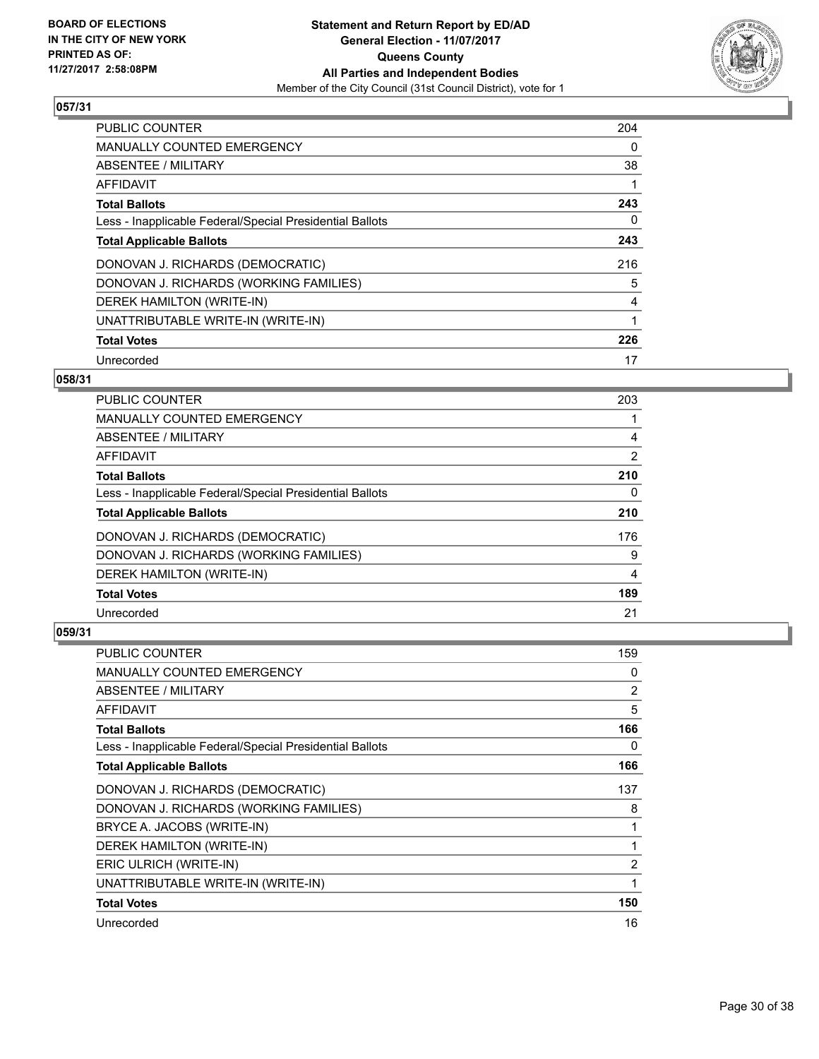**Statement and Return Report by ED/AD**
**General Election - 11/07/2017**
**Queens County**
**All Parties and Independent Bodies**
Member of the City Council (31st Council District), vote for 1

BOARD OF ELECTIONS IN THE CITY OF NEW YORK PRINTED AS OF: 11/27/2017 2:58:08PM

### 057/31

| | |
|---|---|
| PUBLIC COUNTER | 204 |
| MANUALLY COUNTED EMERGENCY | 0 |
| ABSENTEE / MILITARY | 38 |
| AFFIDAVIT | 1 |
| **Total Ballots** | **243** |
| Less - Inapplicable Federal/Special Presidential Ballots | 0 |
| **Total Applicable Ballots** | **243** |
| DONOVAN J. RICHARDS (DEMOCRATIC) | 216 |
| DONOVAN J. RICHARDS (WORKING FAMILIES) | 5 |
| DEREK HAMILTON (WRITE-IN) | 4 |
| UNATTRIBUTABLE WRITE-IN (WRITE-IN) | 1 |
| **Total Votes** | **226** |
| Unrecorded | 17 |

### 058/31

| | |
|---|---|
| PUBLIC COUNTER | 203 |
| MANUALLY COUNTED EMERGENCY | 1 |
| ABSENTEE / MILITARY | 4 |
| AFFIDAVIT | 2 |
| **Total Ballots** | **210** |
| Less - Inapplicable Federal/Special Presidential Ballots | 0 |
| **Total Applicable Ballots** | **210** |
| DONOVAN J. RICHARDS (DEMOCRATIC) | 176 |
| DONOVAN J. RICHARDS (WORKING FAMILIES) | 9 |
| DEREK HAMILTON (WRITE-IN) | 4 |
| **Total Votes** | **189** |
| Unrecorded | 21 |

### 059/31

| | |
|---|---|
| PUBLIC COUNTER | 159 |
| MANUALLY COUNTED EMERGENCY | 0 |
| ABSENTEE / MILITARY | 2 |
| AFFIDAVIT | 5 |
| **Total Ballots** | **166** |
| Less - Inapplicable Federal/Special Presidential Ballots | 0 |
| **Total Applicable Ballots** | **166** |
| DONOVAN J. RICHARDS (DEMOCRATIC) | 137 |
| DONOVAN J. RICHARDS (WORKING FAMILIES) | 8 |
| BRYCE A. JACOBS (WRITE-IN) | 1 |
| DEREK HAMILTON (WRITE-IN) | 1 |
| ERIC ULRICH (WRITE-IN) | 2 |
| UNATTRIBUTABLE WRITE-IN (WRITE-IN) | 1 |
| **Total Votes** | **150** |
| Unrecorded | 16 |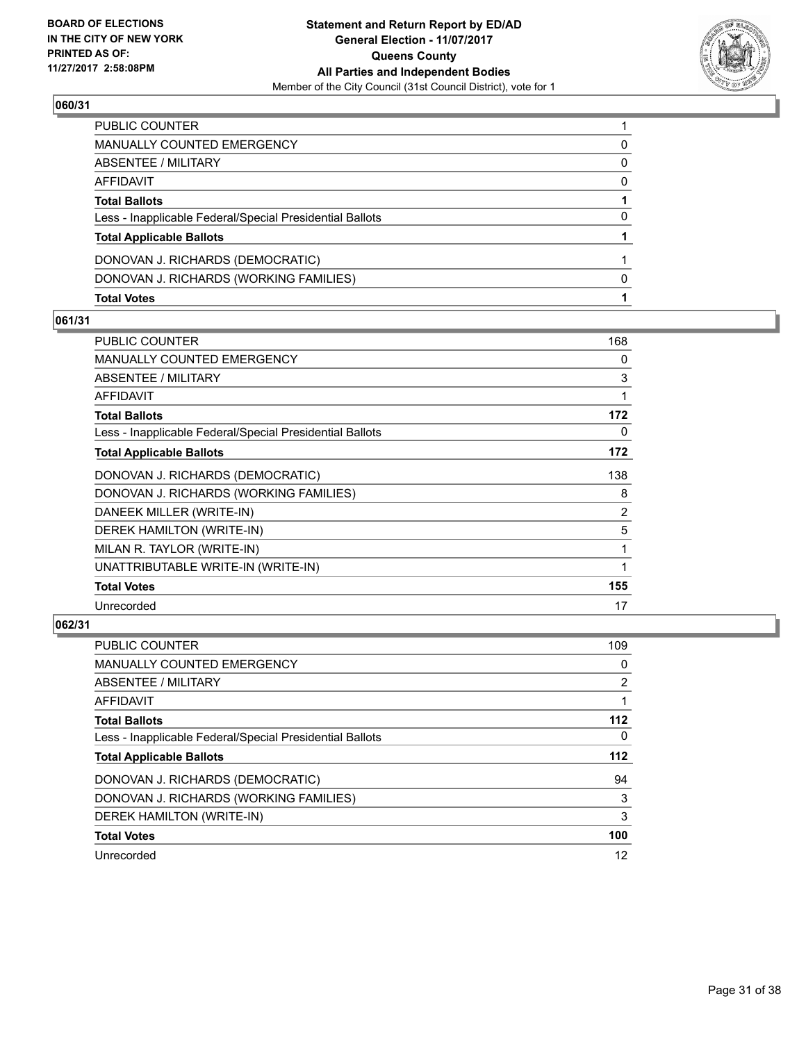**BOARD OF ELECTIONS IN THE CITY OF NEW YORK PRINTED AS OF: 11/27/2017 2:58:08PM**

**Statement and Return Report by ED/AD**
**General Election - 11/07/2017**
**Queens County**
**All Parties and Independent Bodies**
Member of the City Council (31st Council District), vote for 1

### 060/31

| | |
|---|---|
| PUBLIC COUNTER | 1 |
| MANUALLY COUNTED EMERGENCY | 0 |
| ABSENTEE / MILITARY | 0 |
| AFFIDAVIT | 0 |
| **Total Ballots** | **1** |
| Less - Inapplicable Federal/Special Presidential Ballots | 0 |
| **Total Applicable Ballots** | **1** |
| DONOVAN J. RICHARDS (DEMOCRATIC) | 1 |
| DONOVAN J. RICHARDS (WORKING FAMILIES) | 0 |
| **Total Votes** | **1** |

### 061/31

| | |
|---|---|
| PUBLIC COUNTER | 168 |
| MANUALLY COUNTED EMERGENCY | 0 |
| ABSENTEE / MILITARY | 3 |
| AFFIDAVIT | 1 |
| **Total Ballots** | **172** |
| Less - Inapplicable Federal/Special Presidential Ballots | 0 |
| **Total Applicable Ballots** | **172** |
| DONOVAN J. RICHARDS (DEMOCRATIC) | 138 |
| DONOVAN J. RICHARDS (WORKING FAMILIES) | 8 |
| DANEEK MILLER (WRITE-IN) | 2 |
| DEREK HAMILTON (WRITE-IN) | 5 |
| MILAN R. TAYLOR (WRITE-IN) | 1 |
| UNATTRIBUTABLE WRITE-IN (WRITE-IN) | 1 |
| **Total Votes** | **155** |
| Unrecorded | 17 |

### 062/31

| | |
|---|---|
| PUBLIC COUNTER | 109 |
| MANUALLY COUNTED EMERGENCY | 0 |
| ABSENTEE / MILITARY | 2 |
| AFFIDAVIT | 1 |
| **Total Ballots** | **112** |
| Less - Inapplicable Federal/Special Presidential Ballots | 0 |
| **Total Applicable Ballots** | **112** |
| DONOVAN J. RICHARDS (DEMOCRATIC) | 94 |
| DONOVAN J. RICHARDS (WORKING FAMILIES) | 3 |
| DEREK HAMILTON (WRITE-IN) | 3 |
| **Total Votes** | **100** |
| Unrecorded | 12 |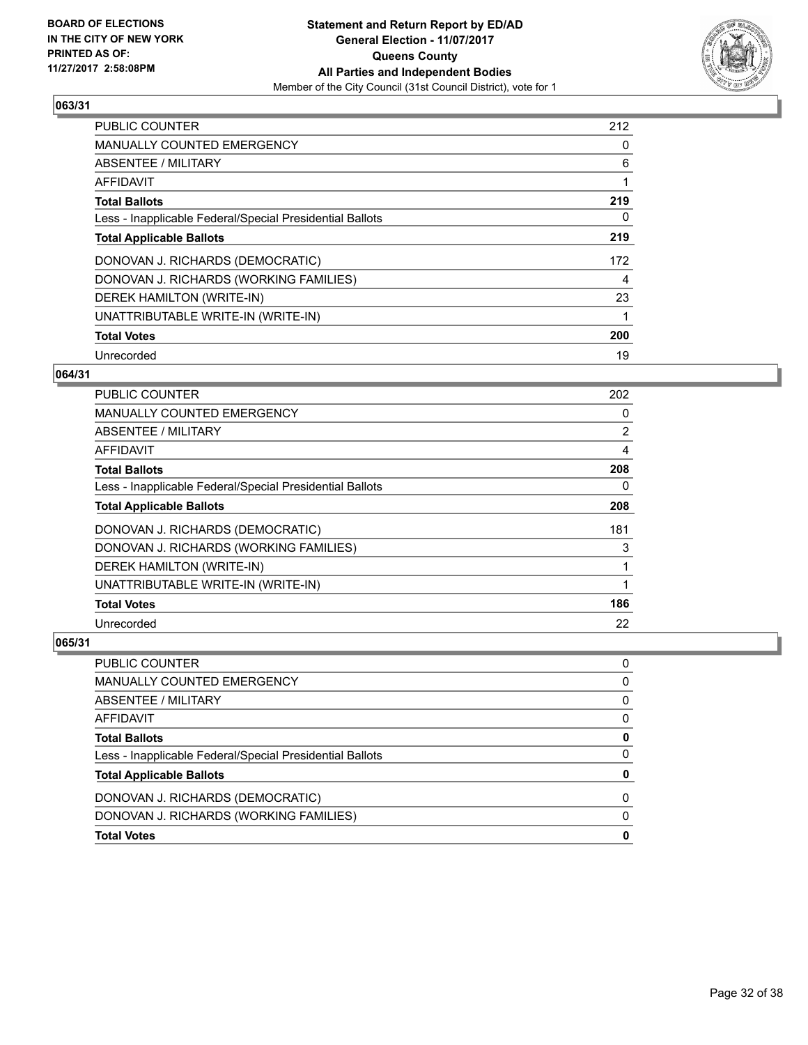**BOARD OF ELECTIONS IN THE CITY OF NEW YORK PRINTED AS OF: 11/27/2017 2:58:08PM**

**Statement and Return Report by ED/AD General Election - 11/07/2017 Queens County All Parties and Independent Bodies**

Member of the City Council (31st Council District), vote for 1

## 063/31

| | |
|---|---|
| PUBLIC COUNTER | 212 |
| MANUALLY COUNTED EMERGENCY | 0 |
| ABSENTEE / MILITARY | 6 |
| AFFIDAVIT | 1 |
| **Total Ballots** | **219** |
| Less - Inapplicable Federal/Special Presidential Ballots | 0 |
| **Total Applicable Ballots** | **219** |
| DONOVAN J. RICHARDS (DEMOCRATIC) | 172 |
| DONOVAN J. RICHARDS (WORKING FAMILIES) | 4 |
| DEREK HAMILTON (WRITE-IN) | 23 |
| UNATTRIBUTABLE WRITE-IN (WRITE-IN) | 1 |
| **Total Votes** | **200** |
| Unrecorded | 19 |

## 064/31

| | |
|---|---|
| PUBLIC COUNTER | 202 |
| MANUALLY COUNTED EMERGENCY | 0 |
| ABSENTEE / MILITARY | 2 |
| AFFIDAVIT | 4 |
| **Total Ballots** | **208** |
| Less - Inapplicable Federal/Special Presidential Ballots | 0 |
| **Total Applicable Ballots** | **208** |
| DONOVAN J. RICHARDS (DEMOCRATIC) | 181 |
| DONOVAN J. RICHARDS (WORKING FAMILIES) | 3 |
| DEREK HAMILTON (WRITE-IN) | 1 |
| UNATTRIBUTABLE WRITE-IN (WRITE-IN) | 1 |
| **Total Votes** | **186** |
| Unrecorded | 22 |

## 065/31

| | |
|---|---|
| PUBLIC COUNTER | 0 |
| MANUALLY COUNTED EMERGENCY | 0 |
| ABSENTEE / MILITARY | 0 |
| AFFIDAVIT | 0 |
| **Total Ballots** | **0** |
| Less - Inapplicable Federal/Special Presidential Ballots | 0 |
| **Total Applicable Ballots** | **0** |
| DONOVAN J. RICHARDS (DEMOCRATIC) | 0 |
| DONOVAN J. RICHARDS (WORKING FAMILIES) | 0 |
| **Total Votes** | **0** |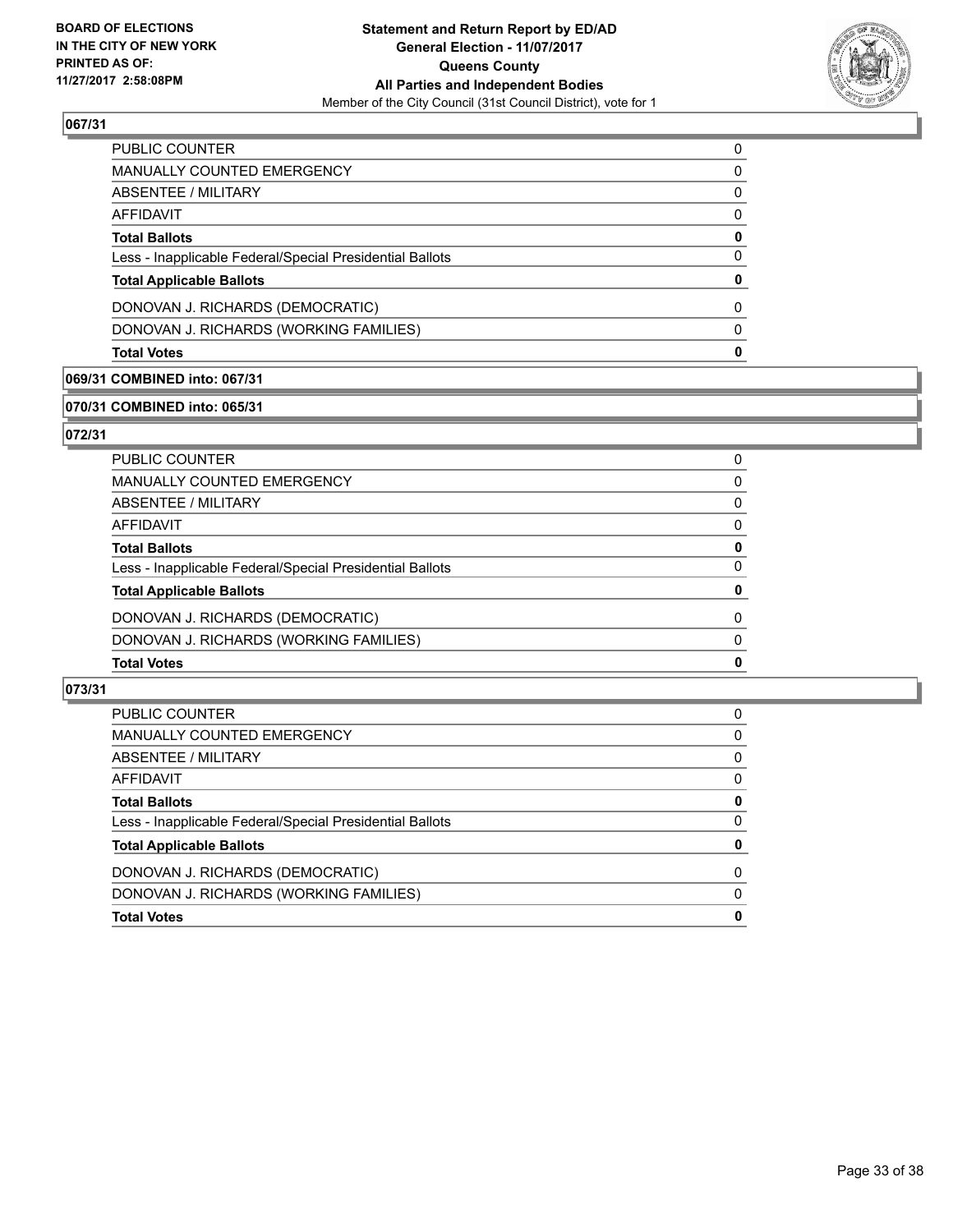**BOARD OF ELECTIONS IN THE CITY OF NEW YORK PRINTED AS OF: 11/27/2017 2:58:08PM**

**Statement and Return Report by ED/AD**
**General Election - 11/07/2017**
**Queens County**
**All Parties and Independent Bodies**
Member of the City Council (31st Council District), vote for 1

### 067/31

| | |
|---|---|
| PUBLIC COUNTER | 0 |
| MANUALLY COUNTED EMERGENCY | 0 |
| ABSENTEE / MILITARY | 0 |
| AFFIDAVIT | 0 |
| **Total Ballots** | **0** |
| Less - Inapplicable Federal/Special Presidential Ballots | 0 |
| **Total Applicable Ballots** | **0** |
| DONOVAN J. RICHARDS (DEMOCRATIC) | 0 |
| DONOVAN J. RICHARDS (WORKING FAMILIES) | 0 |
| **Total Votes** | **0** |

### 069/31 COMBINED into: 067/31

### 070/31 COMBINED into: 065/31

### 072/31

| | |
|---|---|
| PUBLIC COUNTER | 0 |
| MANUALLY COUNTED EMERGENCY | 0 |
| ABSENTEE / MILITARY | 0 |
| AFFIDAVIT | 0 |
| **Total Ballots** | **0** |
| Less - Inapplicable Federal/Special Presidential Ballots | 0 |
| **Total Applicable Ballots** | **0** |
| DONOVAN J. RICHARDS (DEMOCRATIC) | 0 |
| DONOVAN J. RICHARDS (WORKING FAMILIES) | 0 |
| **Total Votes** | **0** |

### 073/31

| | |
|---|---|
| PUBLIC COUNTER | 0 |
| MANUALLY COUNTED EMERGENCY | 0 |
| ABSENTEE / MILITARY | 0 |
| AFFIDAVIT | 0 |
| **Total Ballots** | **0** |
| Less - Inapplicable Federal/Special Presidential Ballots | 0 |
| **Total Applicable Ballots** | **0** |
| DONOVAN J. RICHARDS (DEMOCRATIC) | 0 |
| DONOVAN J. RICHARDS (WORKING FAMILIES) | 0 |
| **Total Votes** | **0** |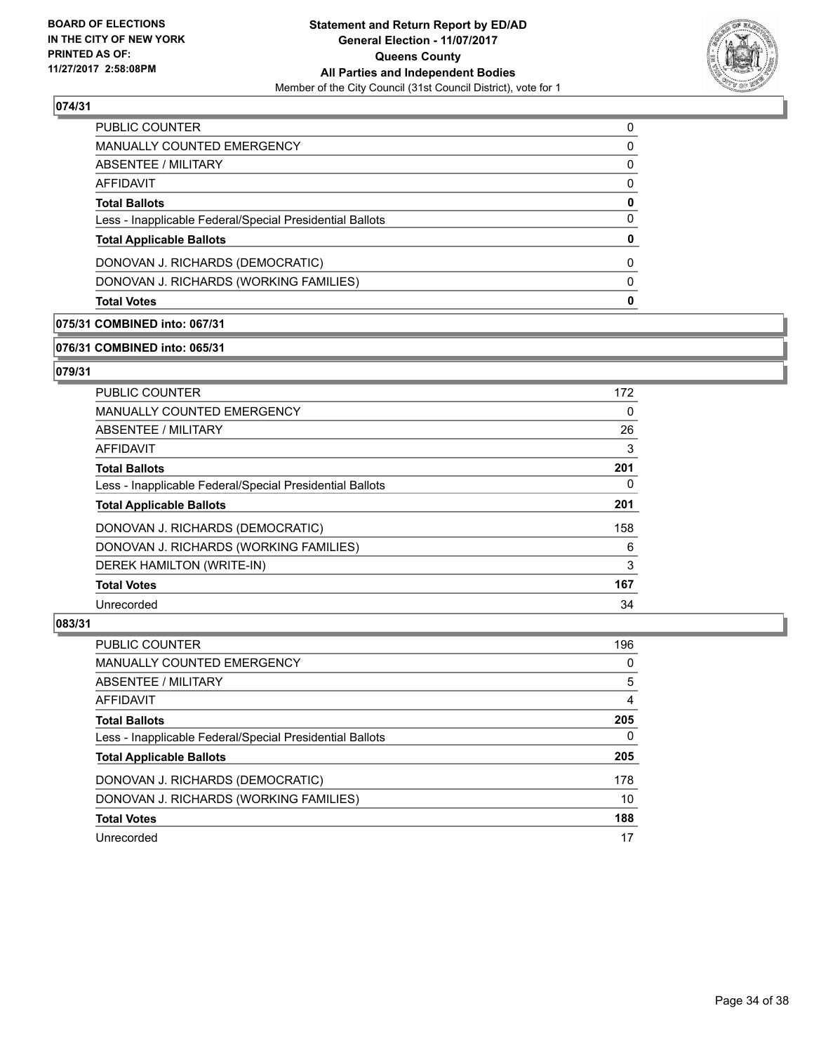**BOARD OF ELECTIONS IN THE CITY OF NEW YORK PRINTED AS OF: 11/27/2017 2:58:08PM**

**Statement and Return Report by ED/AD General Election - 11/07/2017 Queens County All Parties and Independent Bodies**

Member of the City Council (31st Council District), vote for 1

## 074/31

| | |
|---|---|
| PUBLIC COUNTER | 0 |
| MANUALLY COUNTED EMERGENCY | 0 |
| ABSENTEE / MILITARY | 0 |
| AFFIDAVIT | 0 |
| **Total Ballots** | **0** |
| Less - Inapplicable Federal/Special Presidential Ballots | 0 |
| **Total Applicable Ballots** | **0** |
| DONOVAN J. RICHARDS (DEMOCRATIC) | 0 |
| DONOVAN J. RICHARDS (WORKING FAMILIES) | 0 |
| **Total Votes** | **0** |

## 075/31 COMBINED into: 067/31

## 076/31 COMBINED into: 065/31

## 079/31

| | |
|---|---|
| PUBLIC COUNTER | 172 |
| MANUALLY COUNTED EMERGENCY | 0 |
| ABSENTEE / MILITARY | 26 |
| AFFIDAVIT | 3 |
| **Total Ballots** | **201** |
| Less - Inapplicable Federal/Special Presidential Ballots | 0 |
| **Total Applicable Ballots** | **201** |
| DONOVAN J. RICHARDS (DEMOCRATIC) | 158 |
| DONOVAN J. RICHARDS (WORKING FAMILIES) | 6 |
| DEREK HAMILTON (WRITE-IN) | 3 |
| **Total Votes** | **167** |
| Unrecorded | 34 |

## 083/31

| | |
|---|---|
| PUBLIC COUNTER | 196 |
| MANUALLY COUNTED EMERGENCY | 0 |
| ABSENTEE / MILITARY | 5 |
| AFFIDAVIT | 4 |
| **Total Ballots** | **205** |
| Less - Inapplicable Federal/Special Presidential Ballots | 0 |
| **Total Applicable Ballots** | **205** |
| DONOVAN J. RICHARDS (DEMOCRATIC) | 178 |
| DONOVAN J. RICHARDS (WORKING FAMILIES) | 10 |
| **Total Votes** | **188** |
| Unrecorded | 17 |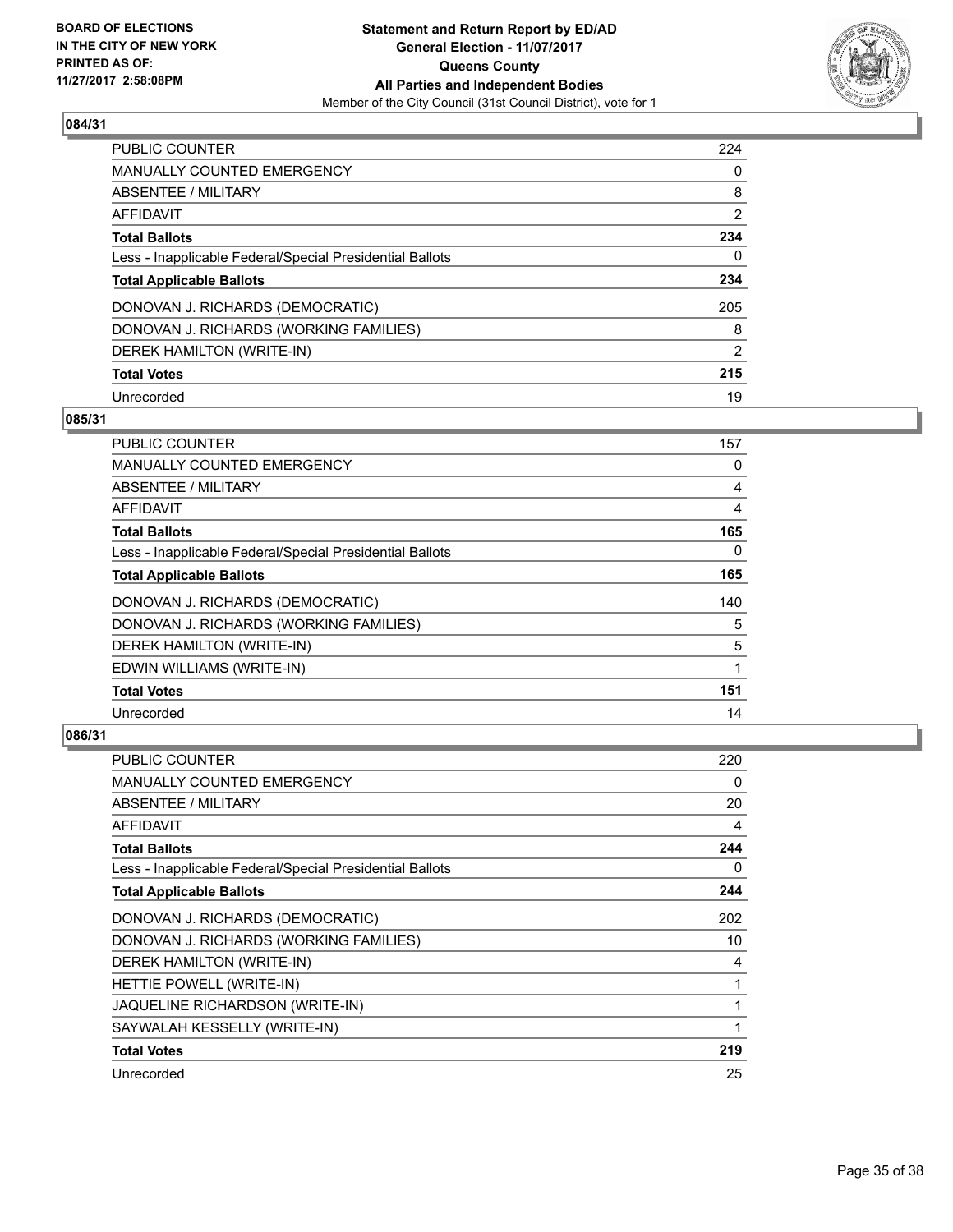## 084/31

| | |
|---|---|
| PUBLIC COUNTER | 224 |
| MANUALLY COUNTED EMERGENCY | 0 |
| ABSENTEE / MILITARY | 8 |
| AFFIDAVIT | 2 |
| **Total Ballots** | **234** |
| Less - Inapplicable Federal/Special Presidential Ballots | 0 |
| **Total Applicable Ballots** | **234** |
| DONOVAN J. RICHARDS (DEMOCRATIC) | 205 |
| DONOVAN J. RICHARDS (WORKING FAMILIES) | 8 |
| DEREK HAMILTON (WRITE-IN) | 2 |
| **Total Votes** | **215** |
| Unrecorded | 19 |

## 085/31

| | |
|---|---|
| PUBLIC COUNTER | 157 |
| MANUALLY COUNTED EMERGENCY | 0 |
| ABSENTEE / MILITARY | 4 |
| AFFIDAVIT | 4 |
| **Total Ballots** | **165** |
| Less - Inapplicable Federal/Special Presidential Ballots | 0 |
| **Total Applicable Ballots** | **165** |
| DONOVAN J. RICHARDS (DEMOCRATIC) | 140 |
| DONOVAN J. RICHARDS (WORKING FAMILIES) | 5 |
| DEREK HAMILTON (WRITE-IN) | 5 |
| EDWIN WILLIAMS (WRITE-IN) | 1 |
| **Total Votes** | **151** |
| Unrecorded | 14 |

## 086/31

| | |
|---|---|
| PUBLIC COUNTER | 220 |
| MANUALLY COUNTED EMERGENCY | 0 |
| ABSENTEE / MILITARY | 20 |
| AFFIDAVIT | 4 |
| **Total Ballots** | **244** |
| Less - Inapplicable Federal/Special Presidential Ballots | 0 |
| **Total Applicable Ballots** | **244** |
| DONOVAN J. RICHARDS (DEMOCRATIC) | 202 |
| DONOVAN J. RICHARDS (WORKING FAMILIES) | 10 |
| DEREK HAMILTON (WRITE-IN) | 4 |
| HETTIE POWELL (WRITE-IN) | 1 |
| JAQUELINE RICHARDSON (WRITE-IN) | 1 |
| SAYWALAH KESSELLY (WRITE-IN) | 1 |
| **Total Votes** | **219** |
| Unrecorded | 25 |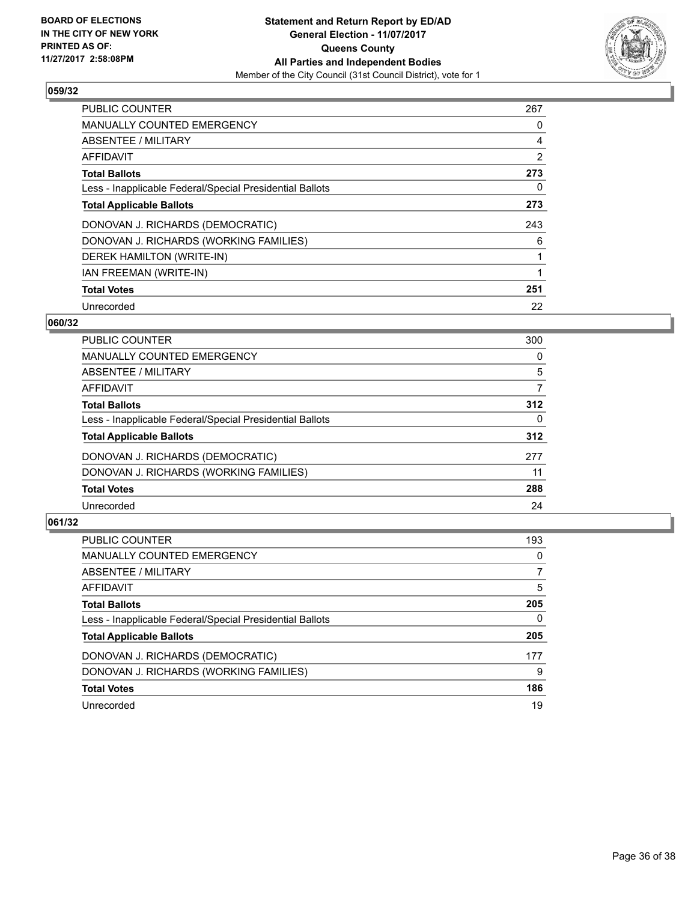**BOARD OF ELECTIONS IN THE CITY OF NEW YORK PRINTED AS OF: 11/27/2017 2:58:08PM**

**Statement and Return Report by ED/AD**
**General Election - 11/07/2017**
**Queens County**
**All Parties and Independent Bodies**
Member of the City Council (31st Council District), vote for 1

### 059/32

| | |
|---|---|
| PUBLIC COUNTER | 267 |
| MANUALLY COUNTED EMERGENCY | 0 |
| ABSENTEE / MILITARY | 4 |
| AFFIDAVIT | 2 |
| **Total Ballots** | **273** |
| Less - Inapplicable Federal/Special Presidential Ballots | 0 |
| **Total Applicable Ballots** | **273** |
| DONOVAN J. RICHARDS (DEMOCRATIC) | 243 |
| DONOVAN J. RICHARDS (WORKING FAMILIES) | 6 |
| DEREK HAMILTON (WRITE-IN) | 1 |
| IAN FREEMAN (WRITE-IN) | 1 |
| **Total Votes** | **251** |
| Unrecorded | 22 |

### 060/32

| | |
|---|---|
| PUBLIC COUNTER | 300 |
| MANUALLY COUNTED EMERGENCY | 0 |
| ABSENTEE / MILITARY | 5 |
| AFFIDAVIT | 7 |
| **Total Ballots** | **312** |
| Less - Inapplicable Federal/Special Presidential Ballots | 0 |
| **Total Applicable Ballots** | **312** |
| DONOVAN J. RICHARDS (DEMOCRATIC) | 277 |
| DONOVAN J. RICHARDS (WORKING FAMILIES) | 11 |
| **Total Votes** | **288** |
| Unrecorded | 24 |

### 061/32

| | |
|---|---|
| PUBLIC COUNTER | 193 |
| MANUALLY COUNTED EMERGENCY | 0 |
| ABSENTEE / MILITARY | 7 |
| AFFIDAVIT | 5 |
| **Total Ballots** | **205** |
| Less - Inapplicable Federal/Special Presidential Ballots | 0 |
| **Total Applicable Ballots** | **205** |
| DONOVAN J. RICHARDS (DEMOCRATIC) | 177 |
| DONOVAN J. RICHARDS (WORKING FAMILIES) | 9 |
| **Total Votes** | **186** |
| Unrecorded | 19 |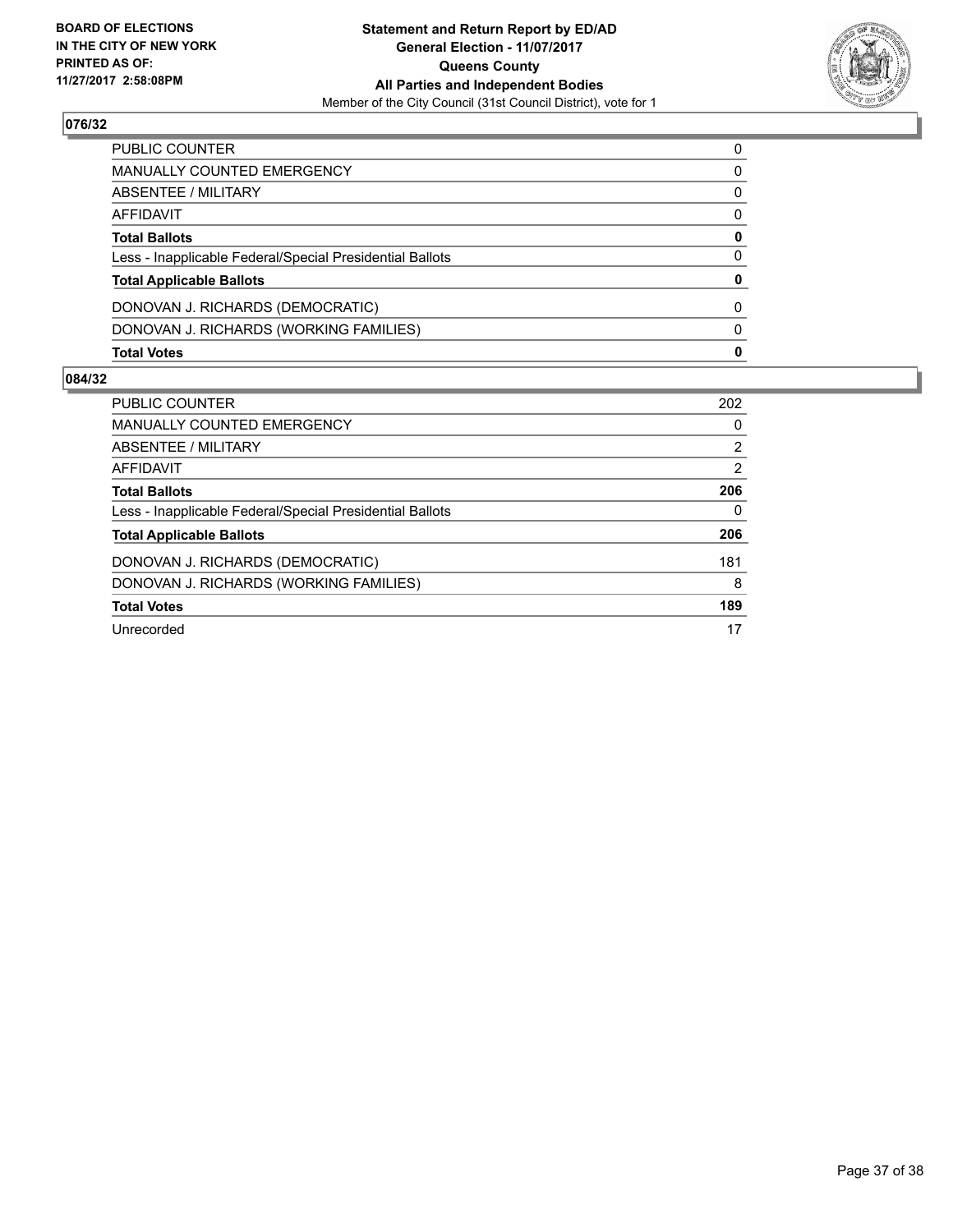## 076/32

| | |
|---|---|
| PUBLIC COUNTER | 0 |
| MANUALLY COUNTED EMERGENCY | 0 |
| ABSENTEE / MILITARY | 0 |
| AFFIDAVIT | 0 |
| **Total Ballots** | **0** |
| Less - Inapplicable Federal/Special Presidential Ballots | 0 |
| **Total Applicable Ballots** | **0** |
| DONOVAN J. RICHARDS (DEMOCRATIC) | 0 |
| DONOVAN J. RICHARDS (WORKING FAMILIES) | 0 |
| **Total Votes** | **0** |

## 084/32

| | |
|---|---|
| PUBLIC COUNTER | 202 |
| MANUALLY COUNTED EMERGENCY | 0 |
| ABSENTEE / MILITARY | 2 |
| AFFIDAVIT | 2 |
| **Total Ballots** | **206** |
| Less - Inapplicable Federal/Special Presidential Ballots | 0 |
| **Total Applicable Ballots** | **206** |
| DONOVAN J. RICHARDS (DEMOCRATIC) | 181 |
| DONOVAN J. RICHARDS (WORKING FAMILIES) | 8 |
| **Total Votes** | **189** |
| Unrecorded | 17 |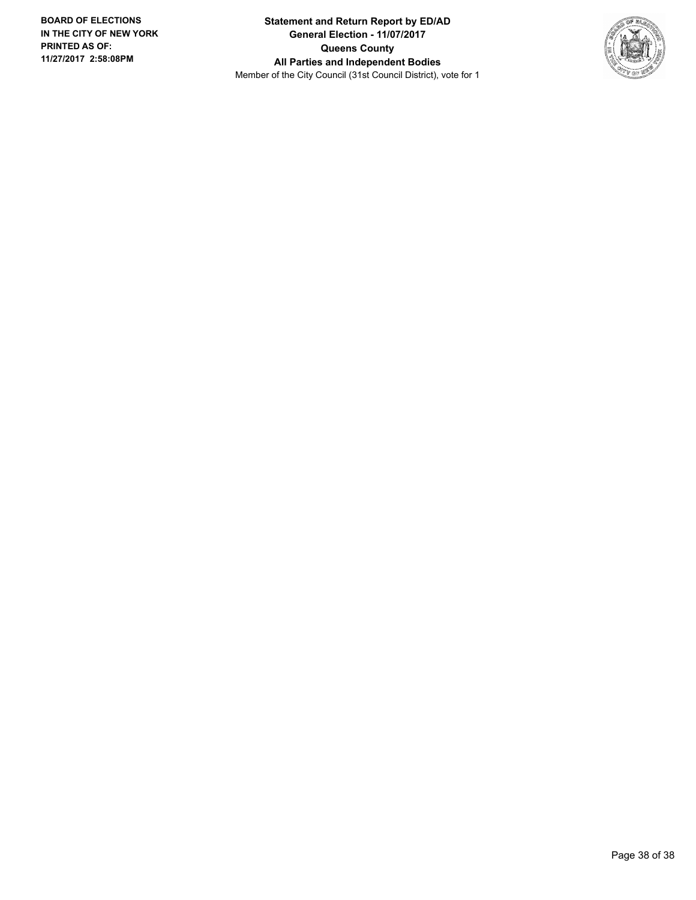**BOARD OF ELECTIONS**
**IN THE CITY OF NEW YORK**
**PRINTED AS OF:**
**11/27/2017 2:58:08PM**

**Statement and Return Report by ED/AD**
**General Election - 11/07/2017**
**Queens County**
**All Parties and Independent Bodies**
Member of the City Council (31st Council District), vote for 1